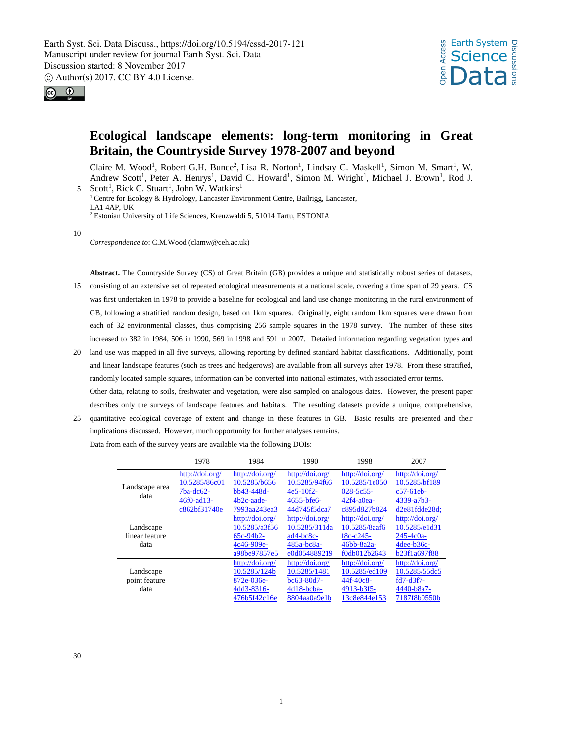# Ecological landscape elements: long-term monitoring in Great Britain, the Countryside Survey 1978-2007 and beyond

Claire M. Wood[1], Robert G.H. Bunce[2], Lisa R. Norton[1], Lindsay C. Maskell[1], Simon M. Smart[1], W. Andrew Scott[1], Peter A. Henrys[1], David C. Howard[1], Simon M. Wright[1], Michael J. Brown[1], Rod J. Scott[1], Rick C. Stuart[1], John W. Watkins[1]

[1] Centre for Ecology & Hydrology, Lancaster Environment Centre, Bailrigg, Lancaster, LA1 4AP, UK

[2] Estonian University of Life Sciences, Kreuzwaldi 5, 51014 Tartu, ESTONIA

*Correspondence to*: C.M.Wood (clamw@ceh.ac.uk)

**Abstract.** The Countryside Survey (CS) of Great Britain (GB) provides a unique and statistically robust series of datasets, consisting of an extensive set of repeated ecological measurements at a national scale, covering a time span of 29 years. CS was first undertaken in 1978 to provide a baseline for ecological and land use change monitoring in the rural environment of GB, following a stratified random design, based on 1km squares. Originally, eight random 1km squares were drawn from each of 32 environmental classes, thus comprising 256 sample squares in the 1978 survey. The number of these sites increased to 382 in 1984, 506 in 1990, 569 in 1998 and 591 in 2007. Detailed information regarding vegetation types and land use was mapped in all five surveys, allowing reporting by defined standard habitat classifications. Additionally, point and linear landscape features (such as trees and hedgerows) are available from all surveys after 1978. From these stratified, randomly located sample squares, information can be converted into national estimates, with associated error terms. Other data, relating to soils, freshwater and vegetation, were also sampled on analogous dates. However, the present paper describes only the surveys of landscape features and habitats. The resulting datasets provide a unique, comprehensive, quantitative ecological coverage of extent and change in these features in GB. Basic results are presented and their implications discussed. However, much opportunity for further analyses remains.

Data from each of the survey years are available via the following DOIs:

| | 1978 | 1984 | 1990 | 1998 | 2007 |
|---|---|---|---|---|---|
| Landscape area data | http://doi.org/10.5285/86c017ba-dc62-46f0-ad13-c862bf31740e | http://doi.org/10.5285/b656bb43-448d-4b2c-aade-7993aa243ea3 | http://doi.org/10.5285/94f664e5-10f2-4655-bfe6-44d745f5dca7 | http://doi.org/10.5285/1e050028-5c55-42f4-a0ea-c895d827b824 | http://doi.org/10.5285/bf189c57-61eb-4339-a7b3-d2e81fdde28d; |
| Landscape linear feature data | | http://doi.org/10.5285/a3f5665c-94b2-4c46-909e-a98be97857e5 | http://doi.org/10.5285/311daad4-bc8c-485a-bc8a-e0d054889219 | http://doi.org/10.5285/8aaf6f8c-c245-46bb-8a2a-f0db012b2643 | http://doi.org/10.5285/e1d31245-4c0a-4dee-b36c-b23f1a697f88 |
| Landscape point feature data | | http://doi.org/10.5285/124b872e-036e-4dd3-8316-476b5f42c16e | http://doi.org/10.5285/1481bc63-80d7-4d18-bcba-8804aa0a9e1b | http://doi.org/10.5285/ed10944f-40c8-4913-b3f5-13c8e844e153 | http://doi.org/10.5285/55dc5fd7-d3f7-4440-b8a7-7187f8b0550b |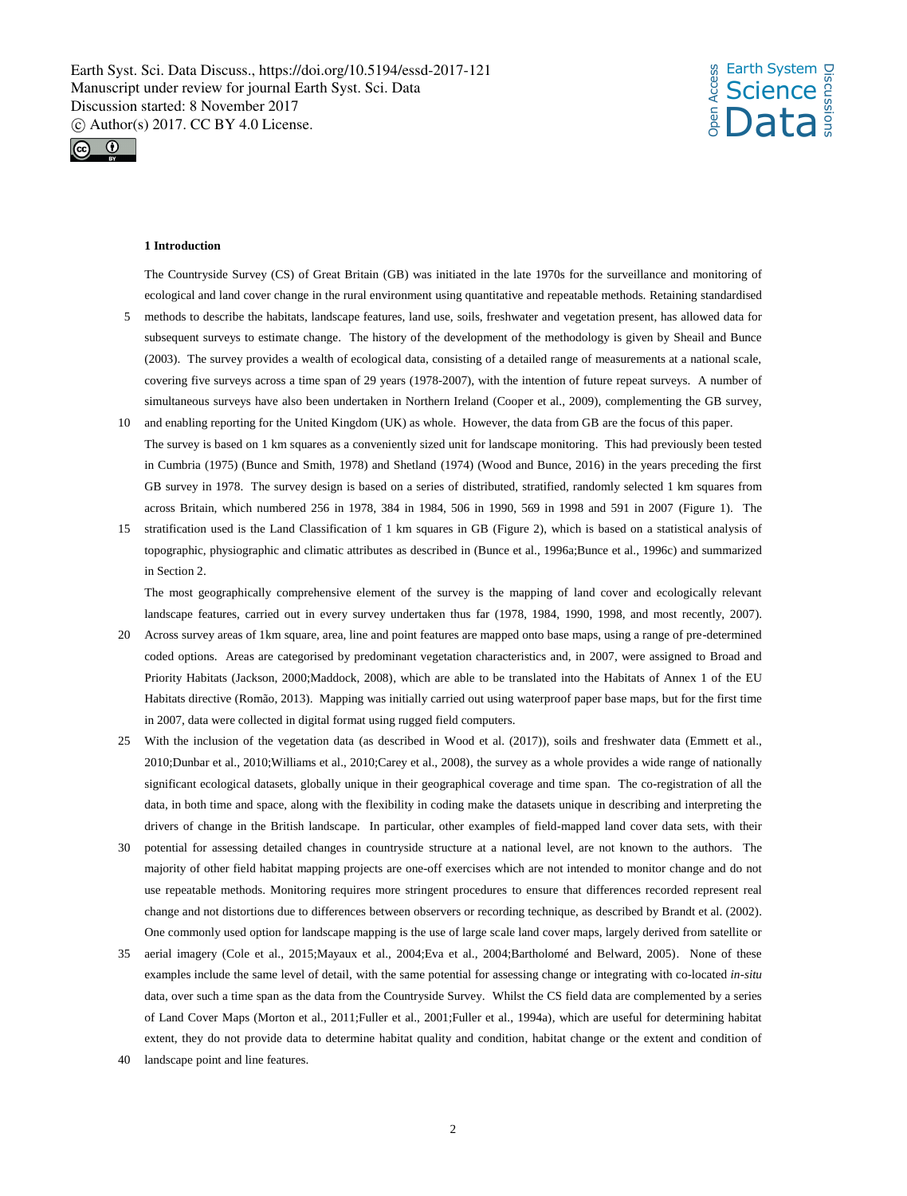## 1 Introduction

The Countryside Survey (CS) of Great Britain (GB) was initiated in the late 1970s for the surveillance and monitoring of ecological and land cover change in the rural environment using quantitative and repeatable methods. Retaining standardised methods to describe the habitats, landscape features, land use, soils, freshwater and vegetation present, has allowed data for subsequent surveys to estimate change. The history of the development of the methodology is given by Sheail and Bunce (2003). The survey provides a wealth of ecological data, consisting of a detailed range of measurements at a national scale, covering five surveys across a time span of 29 years (1978-2007), with the intention of future repeat surveys. A number of simultaneous surveys have also been undertaken in Northern Ireland (Cooper et al., 2009), complementing the GB survey, and enabling reporting for the United Kingdom (UK) as whole. However, the data from GB are the focus of this paper.

The survey is based on 1 km squares as a conveniently sized unit for landscape monitoring. This had previously been tested in Cumbria (1975) (Bunce and Smith, 1978) and Shetland (1974) (Wood and Bunce, 2016) in the years preceding the first GB survey in 1978. The survey design is based on a series of distributed, stratified, randomly selected 1 km squares from across Britain, which numbered 256 in 1978, 384 in 1984, 506 in 1990, 569 in 1998 and 591 in 2007 (Figure 1). The stratification used is the Land Classification of 1 km squares in GB (Figure 2), which is based on a statistical analysis of topographic, physiographic and climatic attributes as described in (Bunce et al., 1996a;Bunce et al., 1996c) and summarized in Section 2.

The most geographically comprehensive element of the survey is the mapping of land cover and ecologically relevant landscape features, carried out in every survey undertaken thus far (1978, 1984, 1990, 1998, and most recently, 2007). Across survey areas of 1km square, area, line and point features are mapped onto base maps, using a range of pre-determined coded options. Areas are categorised by predominant vegetation characteristics and, in 2007, were assigned to Broad and Priority Habitats (Jackson, 2000;Maddock, 2008), which are able to be translated into the Habitats of Annex 1 of the EU Habitats directive (Romão, 2013). Mapping was initially carried out using waterproof paper base maps, but for the first time in 2007, data were collected in digital format using rugged field computers.

With the inclusion of the vegetation data (as described in Wood et al. (2017)), soils and freshwater data (Emmett et al., 2010;Dunbar et al., 2010;Williams et al., 2010;Carey et al., 2008), the survey as a whole provides a wide range of nationally significant ecological datasets, globally unique in their geographical coverage and time span. The co-registration of all the data, in both time and space, along with the flexibility in coding make the datasets unique in describing and interpreting the drivers of change in the British landscape. In particular, other examples of field-mapped land cover data sets, with their potential for assessing detailed changes in countryside structure at a national level, are not known to the authors. The majority of other field habitat mapping projects are one-off exercises which are not intended to monitor change and do not use repeatable methods. Monitoring requires more stringent procedures to ensure that differences recorded represent real change and not distortions due to differences between observers or recording technique, as described by Brandt et al. (2002). One commonly used option for landscape mapping is the use of large scale land cover maps, largely derived from satellite or aerial imagery (Cole et al., 2015;Mayaux et al., 2004;Eva et al., 2004;Bartholomé and Belward, 2005). None of these examples include the same level of detail, with the same potential for assessing change or integrating with co-located *in-situ* data, over such a time span as the data from the Countryside Survey. Whilst the CS field data are complemented by a series of Land Cover Maps (Morton et al., 2011;Fuller et al., 2001;Fuller et al., 1994a), which are useful for determining habitat extent, they do not provide data to determine habitat quality and condition, habitat change or the extent and condition of landscape point and line features.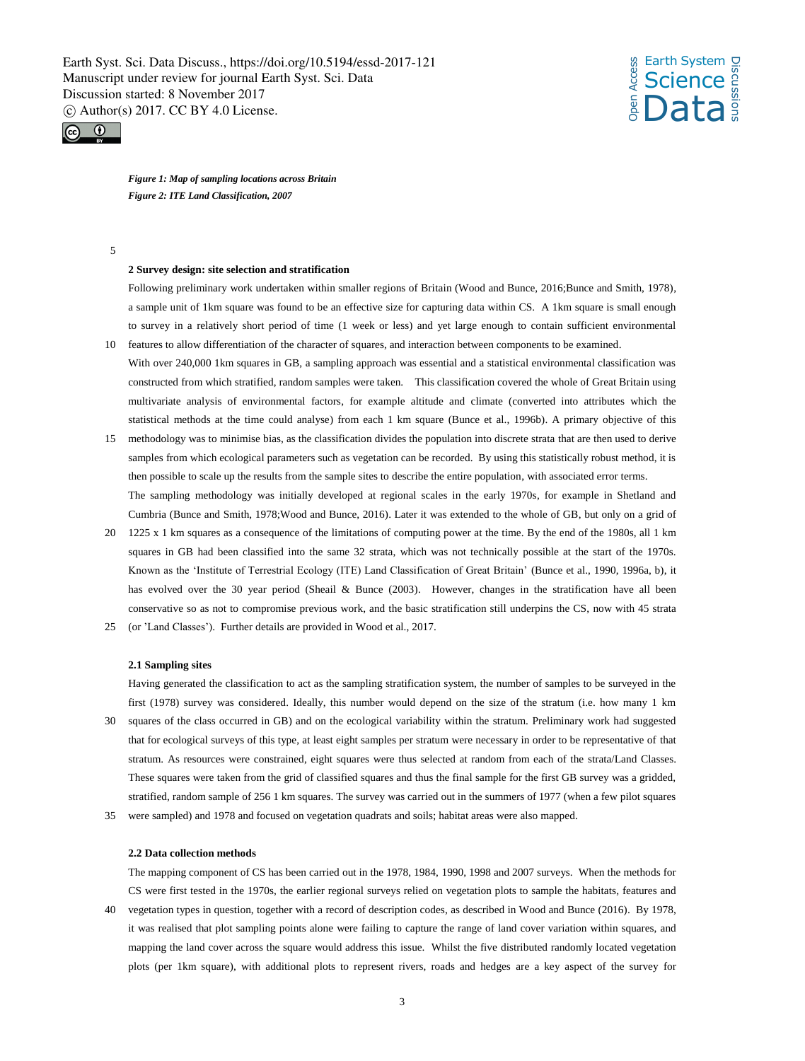***Figure 1: Map of sampling locations across Britain***

***Figure 2: ITE Land Classification, 2007***

## 2 Survey design: site selection and stratification

Following preliminary work undertaken within smaller regions of Britain (Wood and Bunce, 2016;Bunce and Smith, 1978), a sample unit of 1km square was found to be an effective size for capturing data within CS. A 1km square is small enough to survey in a relatively short period of time (1 week or less) and yet large enough to contain sufficient environmental features to allow differentiation of the character of squares, and interaction between components to be examined.

With over 240,000 1km squares in GB, a sampling approach was essential and a statistical environmental classification was constructed from which stratified, random samples were taken. This classification covered the whole of Great Britain using multivariate analysis of environmental factors, for example altitude and climate (converted into attributes which the statistical methods at the time could analyse) from each 1 km square (Bunce et al., 1996b). A primary objective of this methodology was to minimise bias, as the classification divides the population into discrete strata that are then used to derive samples from which ecological parameters such as vegetation can be recorded. By using this statistically robust method, it is then possible to scale up the results from the sample sites to describe the entire population, with associated error terms.

The sampling methodology was initially developed at regional scales in the early 1970s, for example in Shetland and Cumbria (Bunce and Smith, 1978;Wood and Bunce, 2016). Later it was extended to the whole of GB, but only on a grid of 1225 x 1 km squares as a consequence of the limitations of computing power at the time. By the end of the 1980s, all 1 km squares in GB had been classified into the same 32 strata, which was not technically possible at the start of the 1970s. Known as the 'Institute of Terrestrial Ecology (ITE) Land Classification of Great Britain' (Bunce et al., 1990, 1996a, b), it has evolved over the 30 year period (Sheail & Bunce (2003). However, changes in the stratification have all been conservative so as not to compromise previous work, and the basic stratification still underpins the CS, now with 45 strata (or 'Land Classes'). Further details are provided in Wood et al., 2017.

### 2.1 Sampling sites

Having generated the classification to act as the sampling stratification system, the number of samples to be surveyed in the first (1978) survey was considered. Ideally, this number would depend on the size of the stratum (i.e. how many 1 km squares of the class occurred in GB) and on the ecological variability within the stratum. Preliminary work had suggested that for ecological surveys of this type, at least eight samples per stratum were necessary in order to be representative of that stratum. As resources were constrained, eight squares were thus selected at random from each of the strata/Land Classes. These squares were taken from the grid of classified squares and thus the final sample for the first GB survey was a gridded, stratified, random sample of 256 1 km squares. The survey was carried out in the summers of 1977 (when a few pilot squares were sampled) and 1978 and focused on vegetation quadrats and soils; habitat areas were also mapped.

### 2.2 Data collection methods

The mapping component of CS has been carried out in the 1978, 1984, 1990, 1998 and 2007 surveys. When the methods for CS were first tested in the 1970s, the earlier regional surveys relied on vegetation plots to sample the habitats, features and vegetation types in question, together with a record of description codes, as described in Wood and Bunce (2016). By 1978, it was realised that plot sampling points alone were failing to capture the range of land cover variation within squares, and mapping the land cover across the square would address this issue. Whilst the five distributed randomly located vegetation plots (per 1km square), with additional plots to represent rivers, roads and hedges are a key aspect of the survey for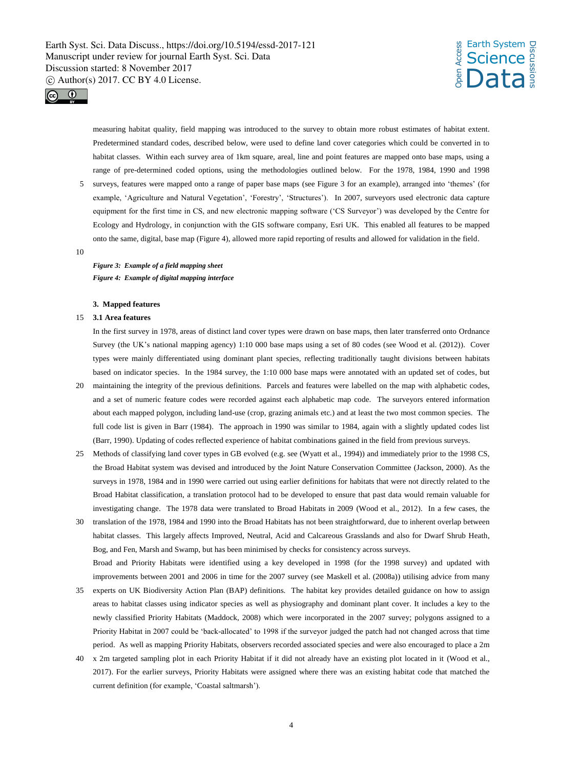measuring habitat quality, field mapping was introduced to the survey to obtain more robust estimates of habitat extent. Predetermined standard codes, described below, were used to define land cover categories which could be converted in to habitat classes. Within each survey area of 1km square, areal, line and point features are mapped onto base maps, using a range of pre-determined coded options, using the methodologies outlined below. For the 1978, 1984, 1990 and 1998 surveys, features were mapped onto a range of paper base maps (see Figure 3 for an example), arranged into 'themes' (for example, 'Agriculture and Natural Vegetation', 'Forestry', 'Structures'). In 2007, surveyors used electronic data capture equipment for the first time in CS, and new electronic mapping software ('CS Surveyor') was developed by the Centre for Ecology and Hydrology, in conjunction with the GIS software company, Esri UK. This enabled all features to be mapped onto the same, digital, base map (Figure 4), allowed more rapid reporting of results and allowed for validation in the field.

***Figure 3: Example of a field mapping sheet***
***Figure 4: Example of digital mapping interface***

## 3. Mapped features

### 3.1 Area features

In the first survey in 1978, areas of distinct land cover types were drawn on base maps, then later transferred onto Ordnance Survey (the UK's national mapping agency) 1:10 000 base maps using a set of 80 codes (see Wood et al. (2012)). Cover types were mainly differentiated using dominant plant species, reflecting traditionally taught divisions between habitats based on indicator species. In the 1984 survey, the 1:10 000 base maps were annotated with an updated set of codes, but maintaining the integrity of the previous definitions. Parcels and features were labelled on the map with alphabetic codes, and a set of numeric feature codes were recorded against each alphabetic map code. The surveyors entered information about each mapped polygon, including land-use (crop, grazing animals etc.) and at least the two most common species. The full code list is given in Barr (1984). The approach in 1990 was similar to 1984, again with a slightly updated codes list (Barr, 1990). Updating of codes reflected experience of habitat combinations gained in the field from previous surveys.

Methods of classifying land cover types in GB evolved (e.g. see (Wyatt et al., 1994)) and immediately prior to the 1998 CS, the Broad Habitat system was devised and introduced by the Joint Nature Conservation Committee (Jackson, 2000). As the surveys in 1978, 1984 and in 1990 were carried out using earlier definitions for habitats that were not directly related to the Broad Habitat classification, a translation protocol had to be developed to ensure that past data would remain valuable for investigating change. The 1978 data were translated to Broad Habitats in 2009 (Wood et al., 2012). In a few cases, the translation of the 1978, 1984 and 1990 into the Broad Habitats has not been straightforward, due to inherent overlap between habitat classes. This largely affects Improved, Neutral, Acid and Calcareous Grasslands and also for Dwarf Shrub Heath, Bog, and Fen, Marsh and Swamp, but has been minimised by checks for consistency across surveys.

Broad and Priority Habitats were identified using a key developed in 1998 (for the 1998 survey) and updated with improvements between 2001 and 2006 in time for the 2007 survey (see Maskell et al. (2008a)) utilising advice from many experts on UK Biodiversity Action Plan (BAP) definitions. The habitat key provides detailed guidance on how to assign areas to habitat classes using indicator species as well as physiography and dominant plant cover. It includes a key to the newly classified Priority Habitats (Maddock, 2008) which were incorporated in the 2007 survey; polygons assigned to a Priority Habitat in 2007 could be 'back-allocated' to 1998 if the surveyor judged the patch had not changed across that time period. As well as mapping Priority Habitats, observers recorded associated species and were also encouraged to place a 2m x 2m targeted sampling plot in each Priority Habitat if it did not already have an existing plot located in it (Wood et al., 2017). For the earlier surveys, Priority Habitats were assigned where there was an existing habitat code that matched the current definition (for example, 'Coastal saltmarsh').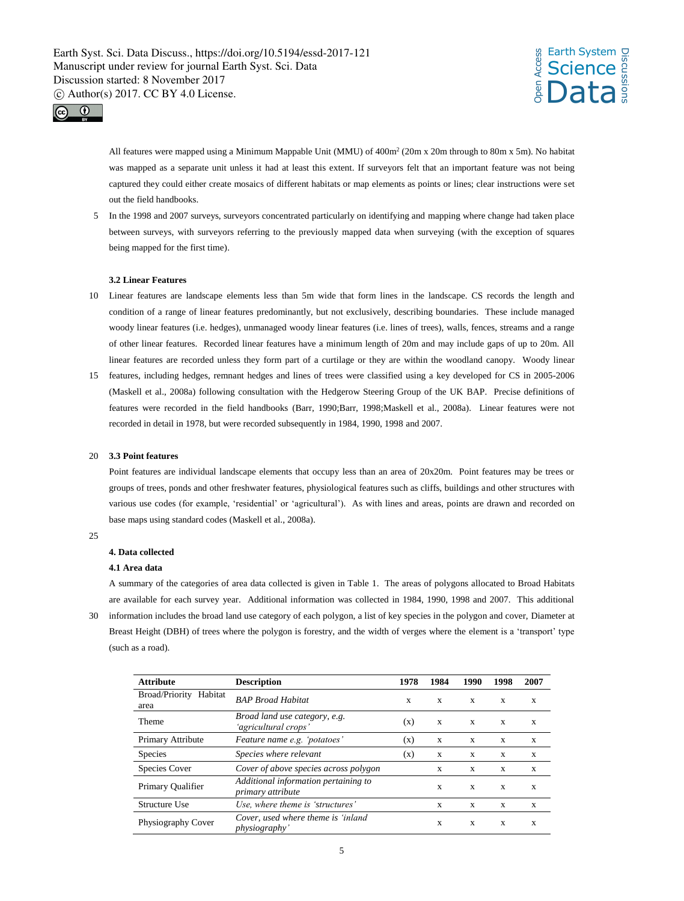All features were mapped using a Minimum Mappable Unit (MMU) of 400m$^2$ (20m x 20m through to 80m x 5m). No habitat was mapped as a separate unit unless it had at least this extent. If surveyors felt that an important feature was not being captured they could either create mosaics of different habitats or map elements as points or lines; clear instructions were set out the field handbooks.

In the 1998 and 2007 surveys, surveyors concentrated particularly on identifying and mapping where change had taken place between surveys, with surveyors referring to the previously mapped data when surveying (with the exception of squares being mapped for the first time).

### 3.2 Linear Features

Linear features are landscape elements less than 5m wide that form lines in the landscape. CS records the length and condition of a range of linear features predominantly, but not exclusively, describing boundaries. These include managed woody linear features (i.e. hedges), unmanaged woody linear features (i.e. lines of trees), walls, fences, streams and a range of other linear features. Recorded linear features have a minimum length of 20m and may include gaps of up to 20m. All linear features are recorded unless they form part of a curtilage or they are within the woodland canopy. Woody linear features, including hedges, remnant hedges and lines of trees were classified using a key developed for CS in 2005-2006 (Maskell et al., 2008a) following consultation with the Hedgerow Steering Group of the UK BAP. Precise definitions of features were recorded in the field handbooks (Barr, 1990;Barr, 1998;Maskell et al., 2008a). Linear features were not recorded in detail in 1978, but were recorded subsequently in 1984, 1990, 1998 and 2007.

### 3.3 Point features

Point features are individual landscape elements that occupy less than an area of 20x20m. Point features may be trees or groups of trees, ponds and other freshwater features, physiological features such as cliffs, buildings and other structures with various use codes (for example, 'residential' or 'agricultural'). As with lines and areas, points are drawn and recorded on base maps using standard codes (Maskell et al., 2008a).

## 4. Data collected

### 4.1 Area data

A summary of the categories of area data collected is given in Table 1. The areas of polygons allocated to Broad Habitats are available for each survey year. Additional information was collected in 1984, 1990, 1998 and 2007. This additional information includes the broad land use category of each polygon, a list of key species in the polygon and cover, Diameter at Breast Height (DBH) of trees where the polygon is forestry, and the width of verges where the element is a 'transport' type (such as a road).

| Attribute | Description | 1978 | 1984 | 1990 | 1998 | 2007 |
|---|---|---|---|---|---|---|
| Broad/Priority Habitat area | *BAP Broad Habitat* | x | x | x | x | x |
| Theme | *Broad land use category, e.g. 'agricultural crops'* | (x) | x | x | x | x |
| Primary Attribute | *Feature name e.g. 'potatoes'* | (x) | x | x | x | x |
| Species | *Species where relevant* | (x) | x | x | x | x |
| Species Cover | *Cover of above species across polygon* | | x | x | x | x |
| Primary Qualifier | *Additional information pertaining to primary attribute* | | x | x | x | x |
| Structure Use | *Use, where theme is 'structures'* | | x | x | x | x |
| Physiography Cover | *Cover, used where theme is 'inland physiography'* | | x | x | x | x |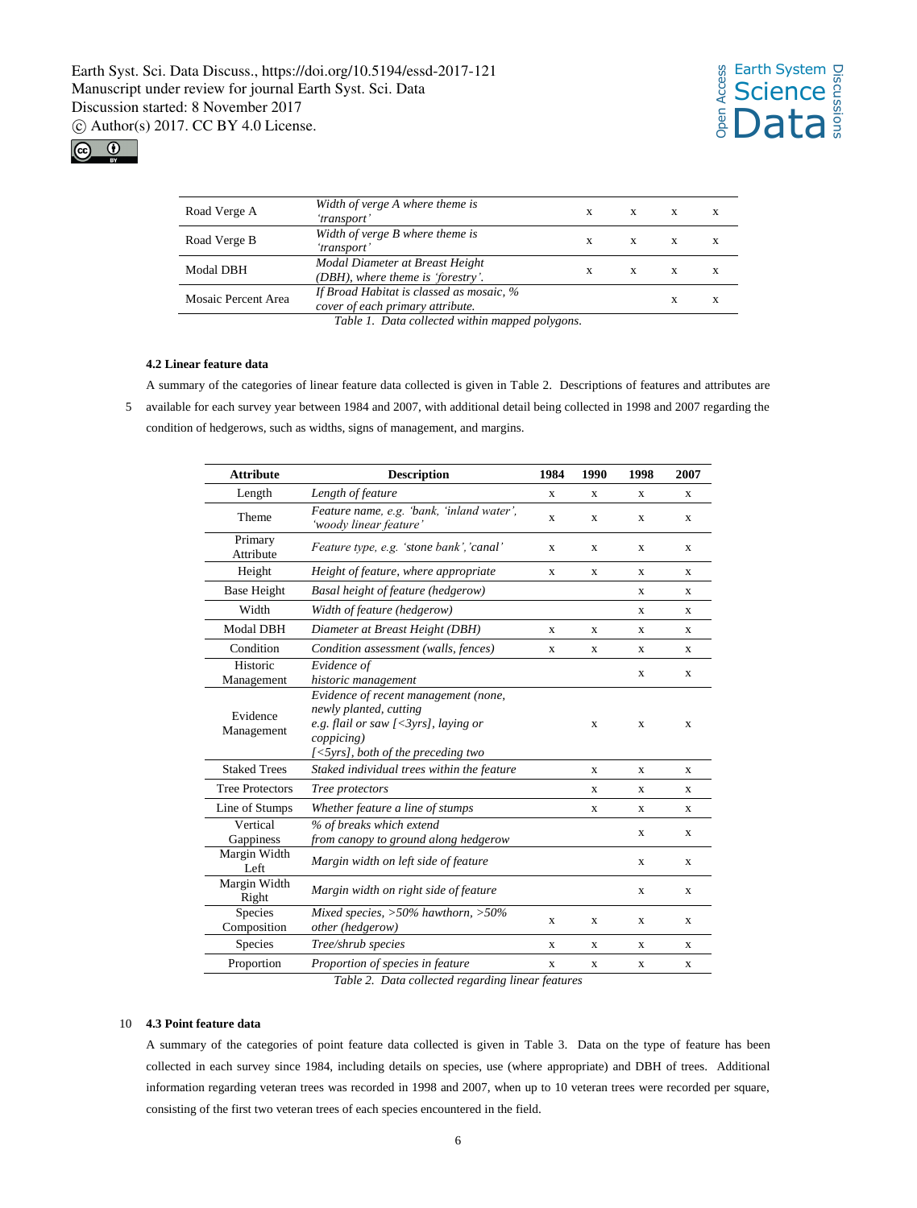| | | | | | |
|---|---|---|---|---|---|
| Road Verge A | *Width of verge A where theme is 'transport'* | x | x | x | x |
| Road Verge B | *Width of verge B where theme is 'transport'* | x | x | x | x |
| Modal DBH | *Modal Diameter at Breast Height (DBH), where theme is 'forestry'.* | x | x | x | x |
| Mosaic Percent Area | *If Broad Habitat is classed as mosaic, % cover of each primary attribute.* | | | x | x |

*Table 1. Data collected within mapped polygons.*

### 4.2 Linear feature data

A summary of the categories of linear feature data collected is given in Table 2. Descriptions of features and attributes are available for each survey year between 1984 and 2007, with additional detail being collected in 1998 and 2007 regarding the condition of hedgerows, such as widths, signs of management, and margins.

| Attribute | Description | 1984 | 1990 | 1998 | 2007 |
|---|---|---|---|---|---|
| Length | *Length of feature* | x | x | x | x |
| Theme | *Feature name, e.g. 'bank, 'inland water', 'woody linear feature'* | x | x | x | x |
| Primary Attribute | *Feature type, e.g. 'stone bank', 'canal'* | x | x | x | x |
| Height | *Height of feature, where appropriate* | x | x | x | x |
| Base Height | *Basal height of feature (hedgerow)* | | | x | x |
| Width | *Width of feature (hedgerow)* | | | x | x |
| Modal DBH | *Diameter at Breast Height (DBH)* | x | x | x | x |
| Condition | *Condition assessment (walls, fences)* | x | x | x | x |
| Historic Management | *Evidence of historic management* | | | x | x |
| Evidence Management | *Evidence of recent management (none, newly planted, cutting e.g. flail or saw [<3yrs], laying or coppicing) [<5yrs], both of the preceding two* | | x | x | x |
| Staked Trees | *Staked individual trees within the feature* | | x | x | x |
| Tree Protectors | *Tree protectors* | | x | x | x |
| Line of Stumps | *Whether feature a line of stumps* | | x | x | x |
| Vertical Gappiness | *% of breaks which extend from canopy to ground along hedgerow* | | | x | x |
| Margin Width Left | *Margin width on left side of feature* | | | x | x |
| Margin Width Right | *Margin width on right side of feature* | | | x | x |
| Species Composition | *Mixed species, >50% hawthorn, >50% other (hedgerow)* | x | x | x | x |
| Species | *Tree/shrub species* | x | x | x | x |
| Proportion | *Proportion of species in feature* | x | x | x | x |

*Table 2. Data collected regarding linear features*

### 4.3 Point feature data

A summary of the categories of point feature data collected is given in Table 3. Data on the type of feature has been collected in each survey since 1984, including details on species, use (where appropriate) and DBH of trees. Additional information regarding veteran trees was recorded in 1998 and 2007, when up to 10 veteran trees were recorded per square, consisting of the first two veteran trees of each species encountered in the field.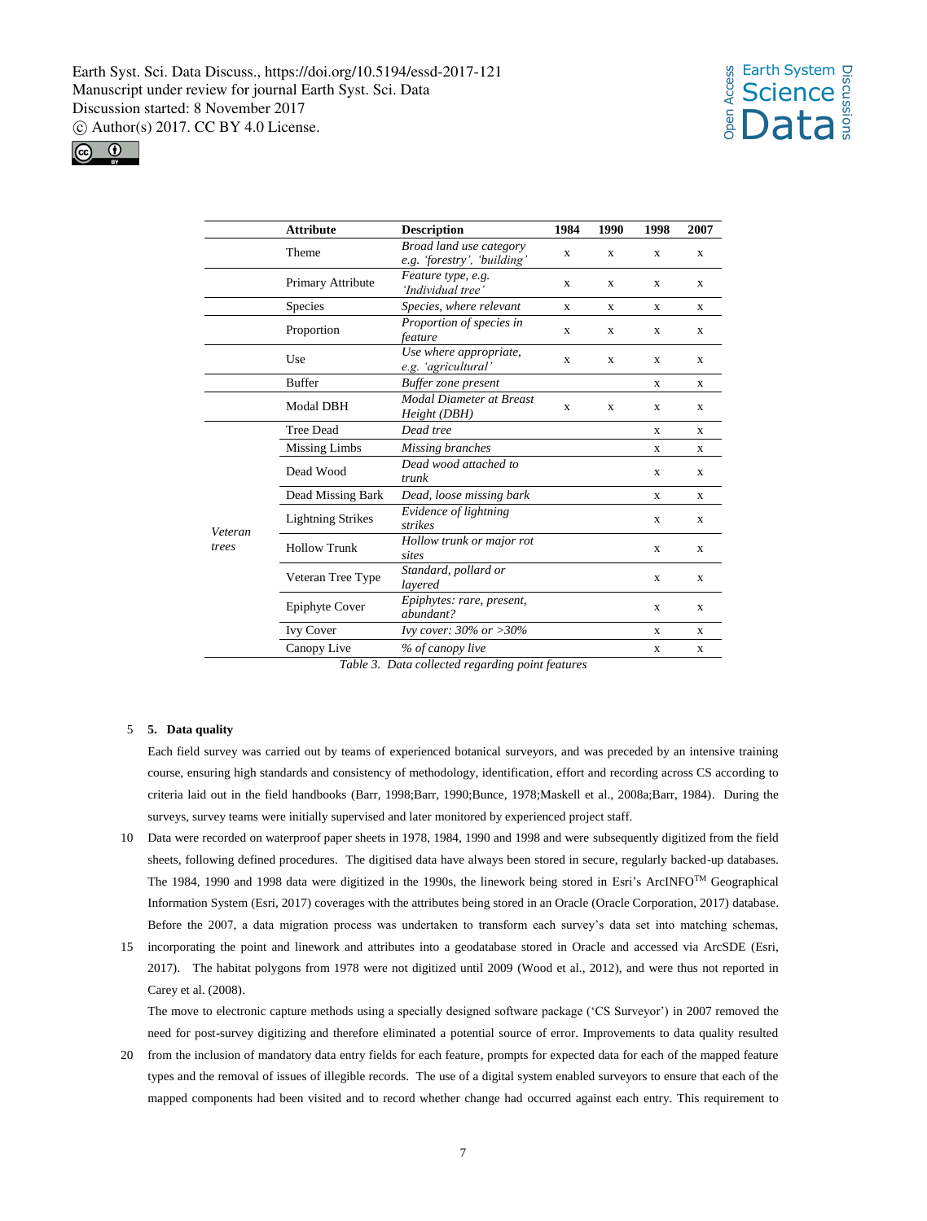| | Attribute | Description | 1984 | 1990 | 1998 | 2007 |
|---|---|---|---|---|---|---|
| | Theme | *Broad land use category e.g. 'forestry', 'building'* | x | x | x | x |
| | Primary Attribute | *Feature type, e.g. 'Individual tree'* | x | x | x | x |
| | Species | *Species, where relevant* | x | x | x | x |
| | Proportion | *Proportion of species in feature* | x | x | x | x |
| | Use | *Use where appropriate, e.g. 'agricultural'* | x | x | x | x |
| | Buffer | *Buffer zone present* | | | x | x |
| | Modal DBH | *Modal Diameter at Breast Height (DBH)* | x | x | x | x |
| *Veteran trees* | Tree Dead | *Dead tree* | | | x | x |
| | Missing Limbs | *Missing branches* | | | x | x |
| | Dead Wood | *Dead wood attached to trunk* | | | x | x |
| | Dead Missing Bark | *Dead, loose missing bark* | | | x | x |
| | Lightning Strikes | *Evidence of lightning strikes* | | | x | x |
| | Hollow Trunk | *Hollow trunk or major rot sites* | | | x | x |
| | Veteran Tree Type | *Standard, pollard or layered* | | | x | x |
| | Epiphyte Cover | *Epiphytes: rare, present, abundant?* | | | x | x |
| | Ivy Cover | *Ivy cover: 30% or >30%* | | | x | x |
| | Canopy Live | *% of canopy live* | | | x | x |

*Table 3. Data collected regarding point features*

## 5. Data quality

Each field survey was carried out by teams of experienced botanical surveyors, and was preceded by an intensive training course, ensuring high standards and consistency of methodology, identification, effort and recording across CS according to criteria laid out in the field handbooks (Barr, 1998;Barr, 1990;Bunce, 1978;Maskell et al., 2008a;Barr, 1984). During the surveys, survey teams were initially supervised and later monitored by experienced project staff.

Data were recorded on waterproof paper sheets in 1978, 1984, 1990 and 1998 and were subsequently digitized from the field sheets, following defined procedures. The digitised data have always been stored in secure, regularly backed-up databases. The 1984, 1990 and 1998 data were digitized in the 1990s, the linework being stored in Esri's ArcINFO™ Geographical Information System (Esri, 2017) coverages with the attributes being stored in an Oracle (Oracle Corporation, 2017) database. Before the 2007, a data migration process was undertaken to transform each survey's data set into matching schemas, incorporating the point and linework and attributes into a geodatabase stored in Oracle and accessed via ArcSDE (Esri, 2017). The habitat polygons from 1978 were not digitized until 2009 (Wood et al., 2012), and were thus not reported in Carey et al. (2008).

The move to electronic capture methods using a specially designed software package ('CS Surveyor') in 2007 removed the need for post-survey digitizing and therefore eliminated a potential source of error. Improvements to data quality resulted from the inclusion of mandatory data entry fields for each feature, prompts for expected data for each of the mapped feature types and the removal of issues of illegible records. The use of a digital system enabled surveyors to ensure that each of the mapped components had been visited and to record whether change had occurred against each entry. This requirement to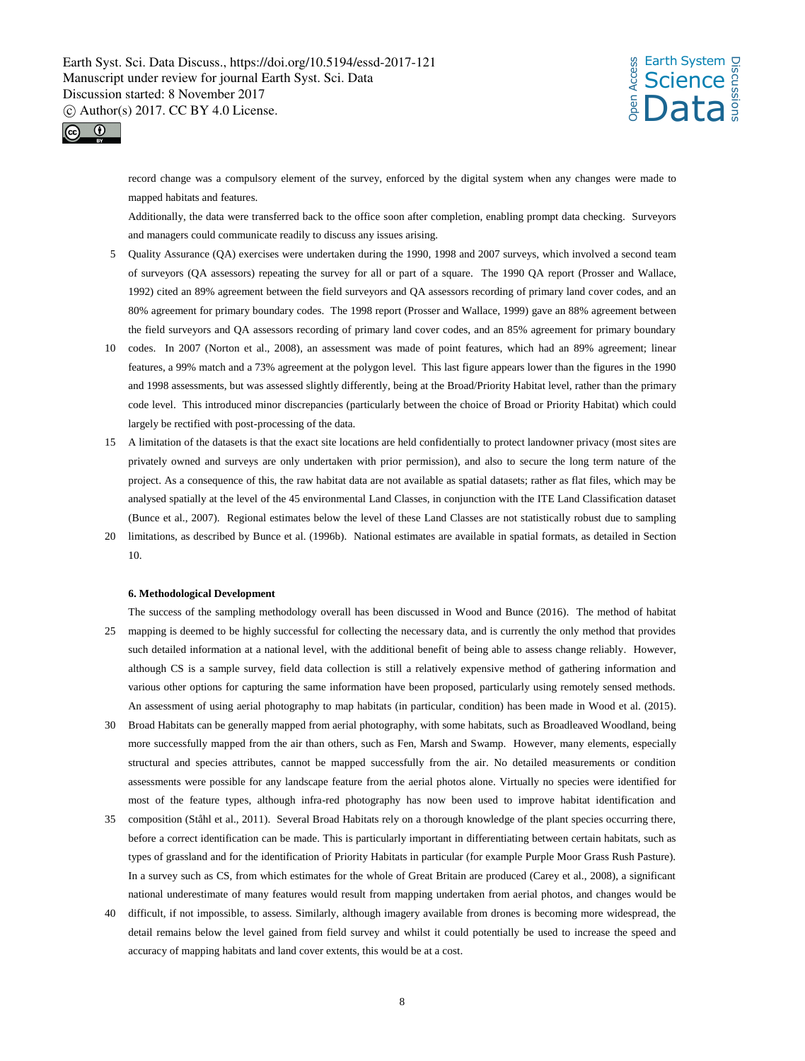record change was a compulsory element of the survey, enforced by the digital system when any changes were made to mapped habitats and features.

Additionally, the data were transferred back to the office soon after completion, enabling prompt data checking. Surveyors and managers could communicate readily to discuss any issues arising.

Quality Assurance (QA) exercises were undertaken during the 1990, 1998 and 2007 surveys, which involved a second team of surveyors (QA assessors) repeating the survey for all or part of a square. The 1990 QA report (Prosser and Wallace, 1992) cited an 89% agreement between the field surveyors and QA assessors recording of primary land cover codes, and an 80% agreement for primary boundary codes. The 1998 report (Prosser and Wallace, 1999) gave an 88% agreement between the field surveyors and QA assessors recording of primary land cover codes, and an 85% agreement for primary boundary codes. In 2007 (Norton et al., 2008), an assessment was made of point features, which had an 89% agreement; linear features, a 99% match and a 73% agreement at the polygon level. This last figure appears lower than the figures in the 1990 and 1998 assessments, but was assessed slightly differently, being at the Broad/Priority Habitat level, rather than the primary code level. This introduced minor discrepancies (particularly between the choice of Broad or Priority Habitat) which could largely be rectified with post-processing of the data.

A limitation of the datasets is that the exact site locations are held confidentially to protect landowner privacy (most sites are privately owned and surveys are only undertaken with prior permission), and also to secure the long term nature of the project. As a consequence of this, the raw habitat data are not available as spatial datasets; rather as flat files, which may be analysed spatially at the level of the 45 environmental Land Classes, in conjunction with the ITE Land Classification dataset (Bunce et al., 2007). Regional estimates below the level of these Land Classes are not statistically robust due to sampling limitations, as described by Bunce et al. (1996b). National estimates are available in spatial formats, as detailed in Section 10.

## 6. Methodological Development

The success of the sampling methodology overall has been discussed in Wood and Bunce (2016). The method of habitat mapping is deemed to be highly successful for collecting the necessary data, and is currently the only method that provides such detailed information at a national level, with the additional benefit of being able to assess change reliably. However, although CS is a sample survey, field data collection is still a relatively expensive method of gathering information and various other options for capturing the same information have been proposed, particularly using remotely sensed methods. An assessment of using aerial photography to map habitats (in particular, condition) has been made in Wood et al. (2015). Broad Habitats can be generally mapped from aerial photography, with some habitats, such as Broadleaved Woodland, being more successfully mapped from the air than others, such as Fen, Marsh and Swamp. However, many elements, especially structural and species attributes, cannot be mapped successfully from the air. No detailed measurements or condition assessments were possible for any landscape feature from the aerial photos alone. Virtually no species were identified for most of the feature types, although infra-red photography has now been used to improve habitat identification and composition (Ståhl et al., 2011). Several Broad Habitats rely on a thorough knowledge of the plant species occurring there, before a correct identification can be made. This is particularly important in differentiating between certain habitats, such as types of grassland and for the identification of Priority Habitats in particular (for example Purple Moor Grass Rush Pasture). In a survey such as CS, from which estimates for the whole of Great Britain are produced (Carey et al., 2008), a significant national underestimate of many features would result from mapping undertaken from aerial photos, and changes would be difficult, if not impossible, to assess. Similarly, although imagery available from drones is becoming more widespread, the detail remains below the level gained from field survey and whilst it could potentially be used to increase the speed and accuracy of mapping habitats and land cover extents, this would be at a cost.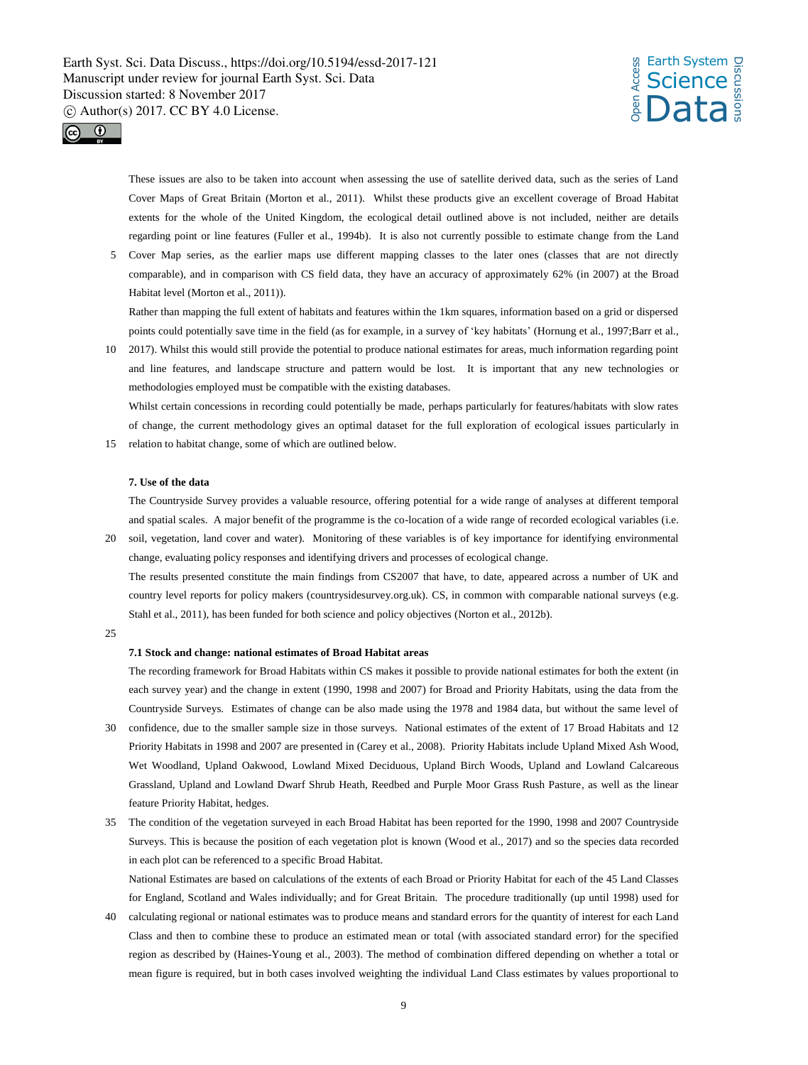These issues are also to be taken into account when assessing the use of satellite derived data, such as the series of Land Cover Maps of Great Britain (Morton et al., 2011). Whilst these products give an excellent coverage of Broad Habitat extents for the whole of the United Kingdom, the ecological detail outlined above is not included, neither are details regarding point or line features (Fuller et al., 1994b). It is also not currently possible to estimate change from the Land Cover Map series, as the earlier maps use different mapping classes to the later ones (classes that are not directly comparable), and in comparison with CS field data, they have an accuracy of approximately 62% (in 2007) at the Broad Habitat level (Morton et al., 2011)).

Rather than mapping the full extent of habitats and features within the 1km squares, information based on a grid or dispersed points could potentially save time in the field (as for example, in a survey of 'key habitats' (Hornung et al., 1997;Barr et al., 2017). Whilst this would still provide the potential to produce national estimates for areas, much information regarding point and line features, and landscape structure and pattern would be lost. It is important that any new technologies or methodologies employed must be compatible with the existing databases.

Whilst certain concessions in recording could potentially be made, perhaps particularly for features/habitats with slow rates of change, the current methodology gives an optimal dataset for the full exploration of ecological issues particularly in relation to habitat change, some of which are outlined below.

## 7. Use of the data

The Countryside Survey provides a valuable resource, offering potential for a wide range of analyses at different temporal and spatial scales. A major benefit of the programme is the co-location of a wide range of recorded ecological variables (i.e. soil, vegetation, land cover and water). Monitoring of these variables is of key importance for identifying environmental change, evaluating policy responses and identifying drivers and processes of ecological change.

The results presented constitute the main findings from CS2007 that have, to date, appeared across a number of UK and country level reports for policy makers (countrysidesurvey.org.uk). CS, in common with comparable national surveys (e.g. Stahl et al., 2011), has been funded for both science and policy objectives (Norton et al., 2012b).

### 7.1 Stock and change: national estimates of Broad Habitat areas

The recording framework for Broad Habitats within CS makes it possible to provide national estimates for both the extent (in each survey year) and the change in extent (1990, 1998 and 2007) for Broad and Priority Habitats, using the data from the Countryside Surveys. Estimates of change can be also made using the 1978 and 1984 data, but without the same level of confidence, due to the smaller sample size in those surveys. National estimates of the extent of 17 Broad Habitats and 12 Priority Habitats in 1998 and 2007 are presented in (Carey et al., 2008). Priority Habitats include Upland Mixed Ash Wood, Wet Woodland, Upland Oakwood, Lowland Mixed Deciduous, Upland Birch Woods, Upland and Lowland Calcareous Grassland, Upland and Lowland Dwarf Shrub Heath, Reedbed and Purple Moor Grass Rush Pasture, as well as the linear feature Priority Habitat, hedges.

The condition of the vegetation surveyed in each Broad Habitat has been reported for the 1990, 1998 and 2007 Countryside Surveys. This is because the position of each vegetation plot is known (Wood et al., 2017) and so the species data recorded in each plot can be referenced to a specific Broad Habitat.

National Estimates are based on calculations of the extents of each Broad or Priority Habitat for each of the 45 Land Classes for England, Scotland and Wales individually; and for Great Britain. The procedure traditionally (up until 1998) used for calculating regional or national estimates was to produce means and standard errors for the quantity of interest for each Land Class and then to combine these to produce an estimated mean or total (with associated standard error) for the specified region as described by (Haines-Young et al., 2003). The method of combination differed depending on whether a total or mean figure is required, but in both cases involved weighting the individual Land Class estimates by values proportional to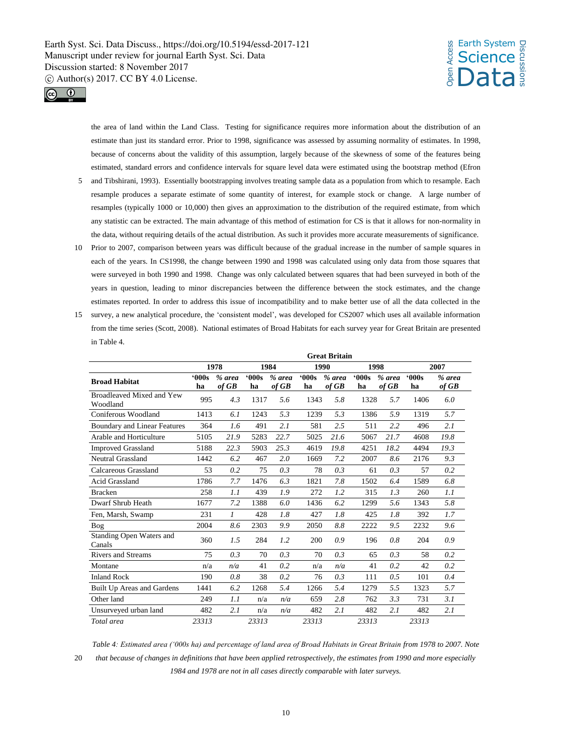the area of land within the Land Class. Testing for significance requires more information about the distribution of an estimate than just its standard error. Prior to 1998, significance was assessed by assuming normality of estimates. In 1998, because of concerns about the validity of this assumption, largely because of the skewness of some of the features being estimated, standard errors and confidence intervals for square level data were estimated using the bootstrap method (Efron and Tibshirani, 1993). Essentially bootstrapping involves treating sample data as a population from which to resample. Each resample produces a separate estimate of some quantity of interest, for example stock or change. A large number of resamples (typically 1000 or 10,000) then gives an approximation to the distribution of the required estimate, from which any statistic can be extracted. The main advantage of this method of estimation for CS is that it allows for non-normality in the data, without requiring details of the actual distribution. As such it provides more accurate measurements of significance.

Prior to 2007, comparison between years was difficult because of the gradual increase in the number of sample squares in each of the years. In CS1998, the change between 1990 and 1998 was calculated using only data from those squares that were surveyed in both 1990 and 1998. Change was only calculated between squares that had been surveyed in both of the years in question, leading to minor discrepancies between the difference between the stock estimates, and the change estimates reported. In order to address this issue of incompatibility and to make better use of all the data collected in the survey, a new analytical procedure, the 'consistent model', was developed for CS2007 which uses all available information from the time series (Scott, 2008). National estimates of Broad Habitats for each survey year for Great Britain are presented in Table 4.

| | Great Britain | | | | | | | | | |
|---|---|---|---|---|---|---|---|---|---|---|
| | 1978 | | 1984 | | 1990 | | 1998 | | 2007 | |
| **Broad Habitat** | **'000s ha** | ***% area of GB*** | **'000s ha** | ***% area of GB*** | **'000s ha** | ***% area of GB*** | **'000s ha** | ***% area of GB*** | **'000s ha** | ***% area of GB*** |
| Broadleaved Mixed and Yew Woodland | 995 | *4.3* | 1317 | *5.6* | 1343 | *5.8* | 1328 | *5.7* | 1406 | *6.0* |
| Coniferous Woodland | 1413 | *6.1* | 1243 | *5.3* | 1239 | *5.3* | 1386 | *5.9* | 1319 | *5.7* |
| Boundary and Linear Features | 364 | *1.6* | 491 | *2.1* | 581 | *2.5* | 511 | *2.2* | 496 | *2.1* |
| Arable and Horticulture | 5105 | *21.9* | 5283 | *22.7* | 5025 | *21.6* | 5067 | *21.7* | 4608 | *19.8* |
| Improved Grassland | 5188 | *22.3* | 5903 | *25.3* | 4619 | *19.8* | 4251 | *18.2* | 4494 | *19.3* |
| Neutral Grassland | 1442 | *6.2* | 467 | *2.0* | 1669 | *7.2* | 2007 | *8.6* | 2176 | *9.3* |
| Calcareous Grassland | 53 | *0.2* | 75 | *0.3* | 78 | *0.3* | 61 | *0.3* | 57 | *0.2* |
| Acid Grassland | 1786 | *7.7* | 1476 | *6.3* | 1821 | *7.8* | 1502 | *6.4* | 1589 | *6.8* |
| Bracken | 258 | *1.1* | 439 | *1.9* | 272 | *1.2* | 315 | *1.3* | 260 | *1.1* |
| Dwarf Shrub Heath | 1677 | *7.2* | 1388 | *6.0* | 1436 | *6.2* | 1299 | *5.6* | 1343 | *5.8* |
| Fen, Marsh, Swamp | 231 | *1* | 428 | *1.8* | 427 | *1.8* | 425 | *1.8* | 392 | *1.7* |
| Bog | 2004 | *8.6* | 2303 | *9.9* | 2050 | *8.8* | 2222 | *9.5* | 2232 | *9.6* |
| Standing Open Waters and Canals | 360 | *1.5* | 284 | *1.2* | 200 | *0.9* | 196 | *0.8* | 204 | *0.9* |
| Rivers and Streams | 75 | *0.3* | 70 | *0.3* | 70 | *0.3* | 65 | *0.3* | 58 | *0.2* |
| Montane | n/a | *n/a* | 41 | *0.2* | n/a | *n/a* | 41 | *0.2* | 42 | *0.2* |
| Inland Rock | 190 | *0.8* | 38 | *0.2* | 76 | *0.3* | 111 | *0.5* | 101 | *0.4* |
| Built Up Areas and Gardens | 1441 | *6.2* | 1268 | *5.4* | 1266 | *5.4* | 1279 | *5.5* | 1323 | *5.7* |
| Other land | 249 | *1.1* | n/a | *n/a* | 659 | *2.8* | 762 | *3.3* | 731 | *3.1* |
| Unsurveyed urban land | 482 | *2.1* | n/a | *n/a* | 482 | *2.1* | 482 | *2.1* | 482 | *2.1* |
| *Total area* | *23313* | | *23313* | | *23313* | | *23313* | | *23313* | |

*Table 4: Estimated area ('000s ha) and percentage of land area of Broad Habitats in Great Britain from 1978 to 2007. Note that because of changes in definitions that have been applied retrospectively, the estimates from 1990 and more especially 1984 and 1978 are not in all cases directly comparable with later surveys.*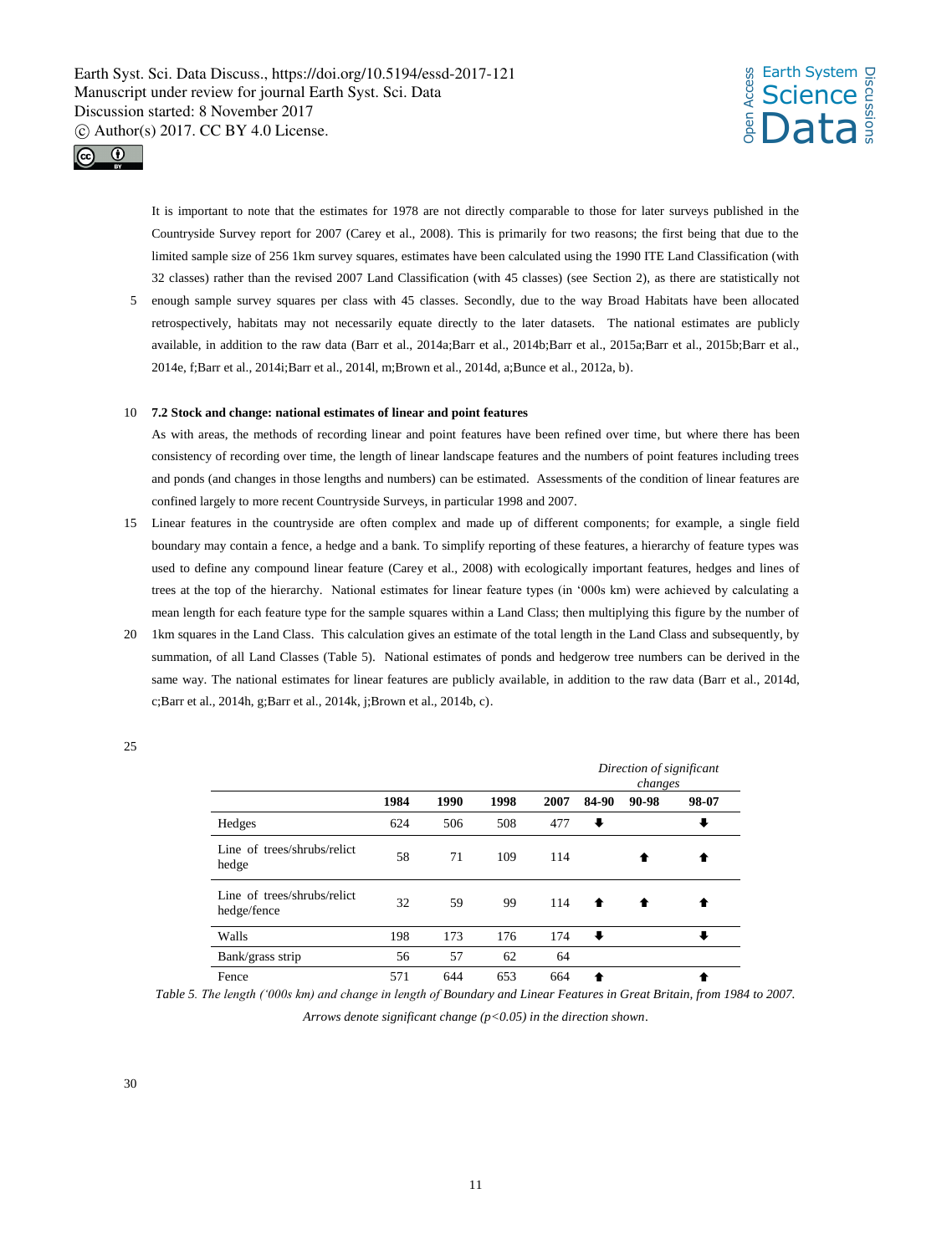It is important to note that the estimates for 1978 are not directly comparable to those for later surveys published in the Countryside Survey report for 2007 (Carey et al., 2008). This is primarily for two reasons; the first being that due to the limited sample size of 256 1km survey squares, estimates have been calculated using the 1990 ITE Land Classification (with 32 classes) rather than the revised 2007 Land Classification (with 45 classes) (see Section 2), as there are statistically not enough sample survey squares per class with 45 classes. Secondly, due to the way Broad Habitats have been allocated retrospectively, habitats may not necessarily equate directly to the later datasets. The national estimates are publicly available, in addition to the raw data (Barr et al., 2014a;Barr et al., 2014b;Barr et al., 2015a;Barr et al., 2015b;Barr et al., 2014e, f;Barr et al., 2014i;Barr et al., 2014l, m;Brown et al., 2014d, a;Bunce et al., 2012a, b).

### 7.2 Stock and change: national estimates of linear and point features

As with areas, the methods of recording linear and point features have been refined over time, but where there has been consistency of recording over time, the length of linear landscape features and the numbers of point features including trees and ponds (and changes in those lengths and numbers) can be estimated. Assessments of the condition of linear features are confined largely to more recent Countryside Surveys, in particular 1998 and 2007.

Linear features in the countryside are often complex and made up of different components; for example, a single field boundary may contain a fence, a hedge and a bank. To simplify reporting of these features, a hierarchy of feature types was used to define any compound linear feature (Carey et al., 2008) with ecologically important features, hedges and lines of trees at the top of the hierarchy. National estimates for linear feature types (in '000s km) were achieved by calculating a mean length for each feature type for the sample squares within a Land Class; then multiplying this figure by the number of 1km squares in the Land Class. This calculation gives an estimate of the total length in the Land Class and subsequently, by summation, of all Land Classes (Table 5). National estimates of ponds and hedgerow tree numbers can be derived in the same way. The national estimates for linear features are publicly available, in addition to the raw data (Barr et al., 2014d, c;Barr et al., 2014h, g;Barr et al., 2014k, j;Brown et al., 2014b, c).

| | | | | | *Direction of significant changes* | | |
|---|---|---|---|---|---|---|---|
| | **1984** | **1990** | **1998** | **2007** | **84-90** | **90-98** | **98-07** |
| Hedges | 624 | 506 | 508 | 477 | ⬇ | | ⬇ |
| Line of trees/shrubs/relict hedge | 58 | 71 | 109 | 114 | | ⬆ | ⬆ |
| Line of trees/shrubs/relict hedge/fence | 32 | 59 | 99 | 114 | ⬆ | ⬆ | ⬆ |
| Walls | 198 | 173 | 176 | 174 | ⬇ | | ⬇ |
| Bank/grass strip | 56 | 57 | 62 | 64 | | | |
| Fence | 571 | 644 | 653 | 664 | ⬆ | | ⬆ |

*Table 5. The length ('000s km) and change in length of Boundary and Linear Features in Great Britain, from 1984 to 2007. Arrows denote significant change (p<0.05) in the direction shown.*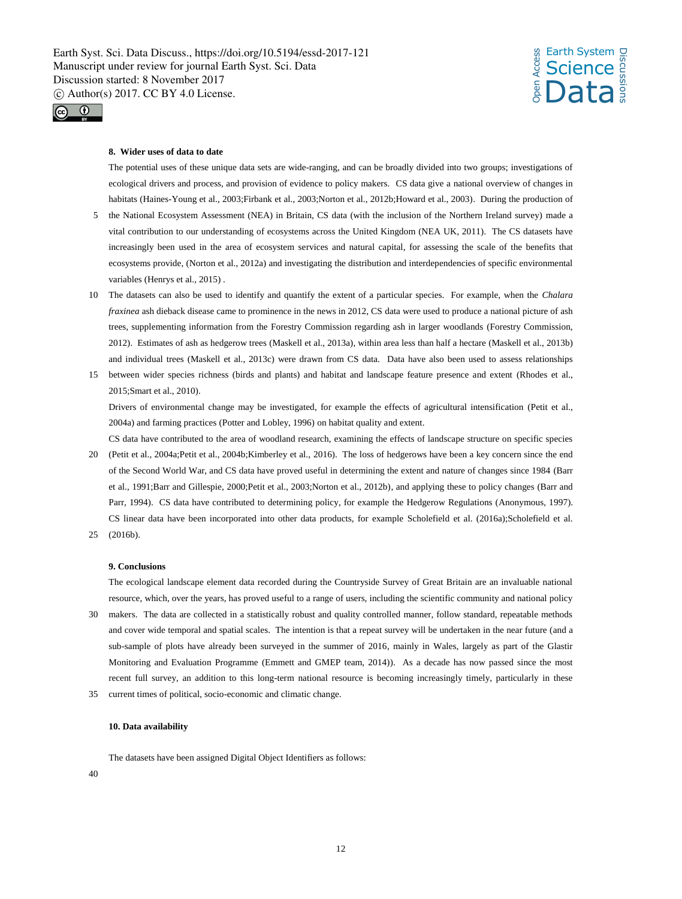## 8. Wider uses of data to date

The potential uses of these unique data sets are wide-ranging, and can be broadly divided into two groups; investigations of ecological drivers and process, and provision of evidence to policy makers. CS data give a national overview of changes in habitats (Haines-Young et al., 2003;Firbank et al., 2003;Norton et al., 2012b;Howard et al., 2003). During the production of the National Ecosystem Assessment (NEA) in Britain, CS data (with the inclusion of the Northern Ireland survey) made a vital contribution to our understanding of ecosystems across the United Kingdom (NEA UK, 2011). The CS datasets have increasingly been used in the area of ecosystem services and natural capital, for assessing the scale of the benefits that ecosystems provide, (Norton et al., 2012a) and investigating the distribution and interdependencies of specific environmental variables (Henrys et al., 2015) .

The datasets can also be used to identify and quantify the extent of a particular species. For example, when the *Chalara fraxinea* ash dieback disease came to prominence in the news in 2012, CS data were used to produce a national picture of ash trees, supplementing information from the Forestry Commission regarding ash in larger woodlands (Forestry Commission, 2012). Estimates of ash as hedgerow trees (Maskell et al., 2013a), within area less than half a hectare (Maskell et al., 2013b) and individual trees (Maskell et al., 2013c) were drawn from CS data. Data have also been used to assess relationships between wider species richness (birds and plants) and habitat and landscape feature presence and extent (Rhodes et al., 2015;Smart et al., 2010).

Drivers of environmental change may be investigated, for example the effects of agricultural intensification (Petit et al., 2004a) and farming practices (Potter and Lobley, 1996) on habitat quality and extent.

CS data have contributed to the area of woodland research, examining the effects of landscape structure on specific species (Petit et al., 2004a;Petit et al., 2004b;Kimberley et al., 2016). The loss of hedgerows have been a key concern since the end of the Second World War, and CS data have proved useful in determining the extent and nature of changes since 1984 (Barr et al., 1991;Barr and Gillespie, 2000;Petit et al., 2003;Norton et al., 2012b), and applying these to policy changes (Barr and Parr, 1994). CS data have contributed to determining policy, for example the Hedgerow Regulations (Anonymous, 1997). CS linear data have been incorporated into other data products, for example Scholefield et al. (2016a);Scholefield et al. (2016b).

## 9. Conclusions

The ecological landscape element data recorded during the Countryside Survey of Great Britain are an invaluable national resource, which, over the years, has proved useful to a range of users, including the scientific community and national policy makers. The data are collected in a statistically robust and quality controlled manner, follow standard, repeatable methods and cover wide temporal and spatial scales. The intention is that a repeat survey will be undertaken in the near future (and a sub-sample of plots have already been surveyed in the summer of 2016, mainly in Wales, largely as part of the Glastir Monitoring and Evaluation Programme (Emmett and GMEP team, 2014)). As a decade has now passed since the most recent full survey, an addition to this long-term national resource is becoming increasingly timely, particularly in these current times of political, socio-economic and climatic change.

## 10. Data availability

The datasets have been assigned Digital Object Identifiers as follows: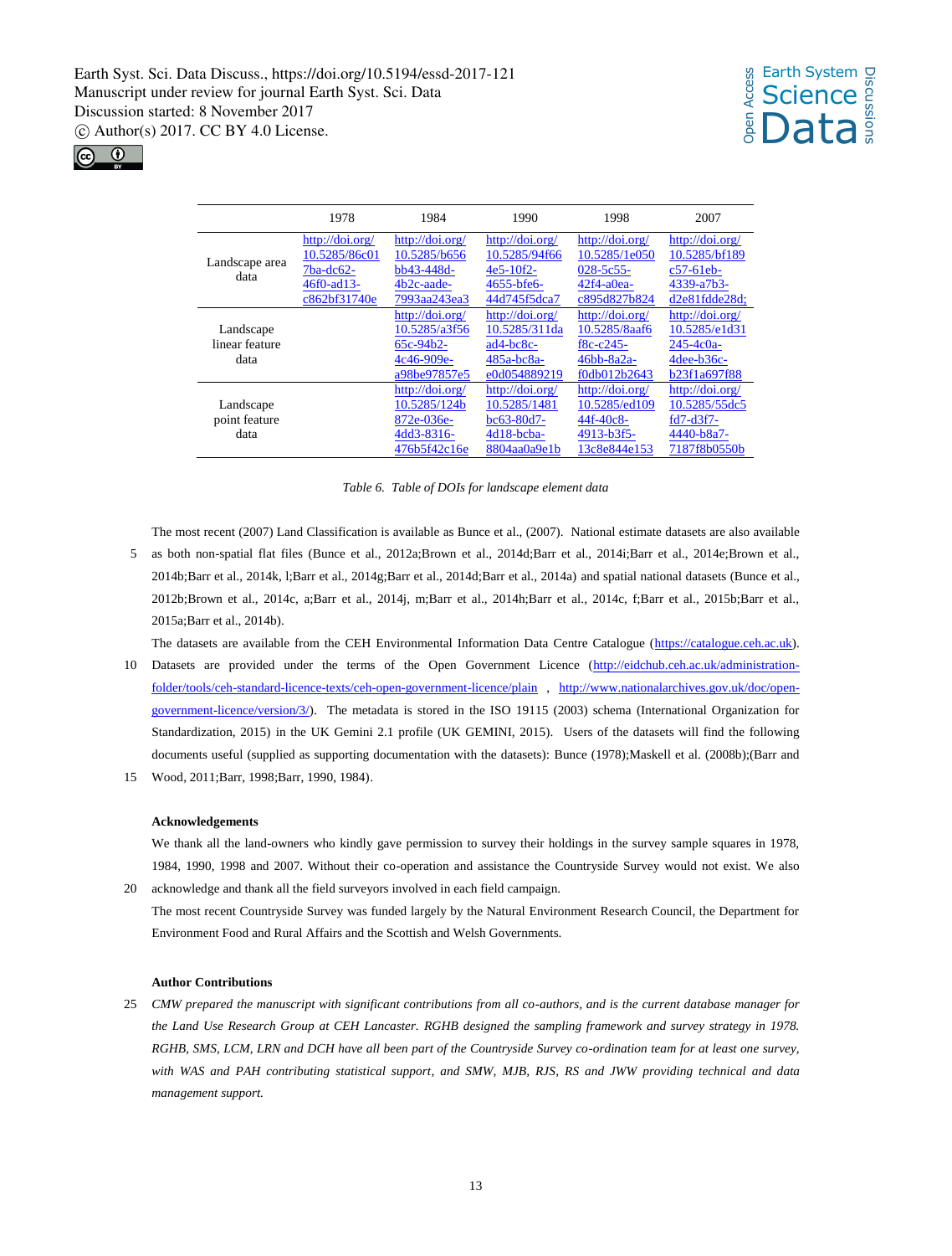| | 1978 | 1984 | 1990 | 1998 | 2007 |
|---|---|---|---|---|---|
| Landscape area data | http://doi.org/10.5285/86c017ba-dc62-46f0-ad13-c862bf31740e | http://doi.org/10.5285/b656bb43-448d-4b2c-aade-7993aa243ea3 | http://doi.org/10.5285/94f664e5-10f2-4655-bfe6-44d745f5dca7 | http://doi.org/10.5285/1e050028-5c55-42f4-a0ea-c895d827b824 | http://doi.org/10.5285/bf189c57-61eb-4339-a7b3-d2e81fdde28d; |
| Landscape linear feature data | | http://doi.org/10.5285/a3f5665c-94b2-4c46-909e-a98be97857e5 | http://doi.org/10.5285/311daad4-bc8c-485a-bc8a-e0d054889219 | http://doi.org/10.5285/8aaf6f8c-c245-46bb-8a2a-f0db012b2643 | http://doi.org/10.5285/e1d31245-4c0a-4dee-b36c-b23f1a697f88 |
| Landscape point feature data | | http://doi.org/10.5285/124b872e-036e-4dd3-8316-476b5f42c16e | http://doi.org/10.5285/1481bc63-80d7-4d18-bcba-8804aa0a9e1b | http://doi.org/10.5285/ed10944f-40c8-4913-b3f5-13c8e844e153 | http://doi.org/10.5285/55dc5fd7-d3f7-4440-b8a7-7187f8b0550b |

*Table 6. Table of DOIs for landscape element data*

The most recent (2007) Land Classification is available as Bunce et al., (2007). National estimate datasets are also available as both non-spatial flat files (Bunce et al., 2012a;Brown et al., 2014d;Barr et al., 2014i;Barr et al., 2014e;Brown et al., 2014b;Barr et al., 2014k, l;Barr et al., 2014g;Barr et al., 2014d;Barr et al., 2014a) and spatial national datasets (Bunce et al., 2012b;Brown et al., 2014c, a;Barr et al., 2014j, m;Barr et al., 2014h;Barr et al., 2014c, f;Barr et al., 2015b;Barr et al., 2015a;Barr et al., 2014b).

The datasets are available from the CEH Environmental Information Data Centre Catalogue (https://catalogue.ceh.ac.uk). Datasets are provided under the terms of the Open Government Licence (http://eidchub.ceh.ac.uk/administration-folder/tools/ceh-standard-licence-texts/ceh-open-government-licence/plain , http://www.nationalarchives.gov.uk/doc/open-government-licence/version/3/). The metadata is stored in the ISO 19115 (2003) schema (International Organization for Standardization, 2015) in the UK Gemini 2.1 profile (UK GEMINI, 2015). Users of the datasets will find the following documents useful (supplied as supporting documentation with the datasets): Bunce (1978);Maskell et al. (2008b);(Barr and Wood, 2011;Barr, 1998;Barr, 1990, 1984).

**Acknowledgements**

We thank all the land-owners who kindly gave permission to survey their holdings in the survey sample squares in 1978, 1984, 1990, 1998 and 2007. Without their co-operation and assistance the Countryside Survey would not exist. We also acknowledge and thank all the field surveyors involved in each field campaign.

The most recent Countryside Survey was funded largely by the Natural Environment Research Council, the Department for Environment Food and Rural Affairs and the Scottish and Welsh Governments.

**Author Contributions**

*CMW prepared the manuscript with significant contributions from all co-authors, and is the current database manager for the Land Use Research Group at CEH Lancaster. RGHB designed the sampling framework and survey strategy in 1978. RGHB, SMS, LCM, LRN and DCH have all been part of the Countryside Survey co-ordination team for at least one survey, with WAS and PAH contributing statistical support, and SMW, MJB, RJS, RS and JWW providing technical and data management support.*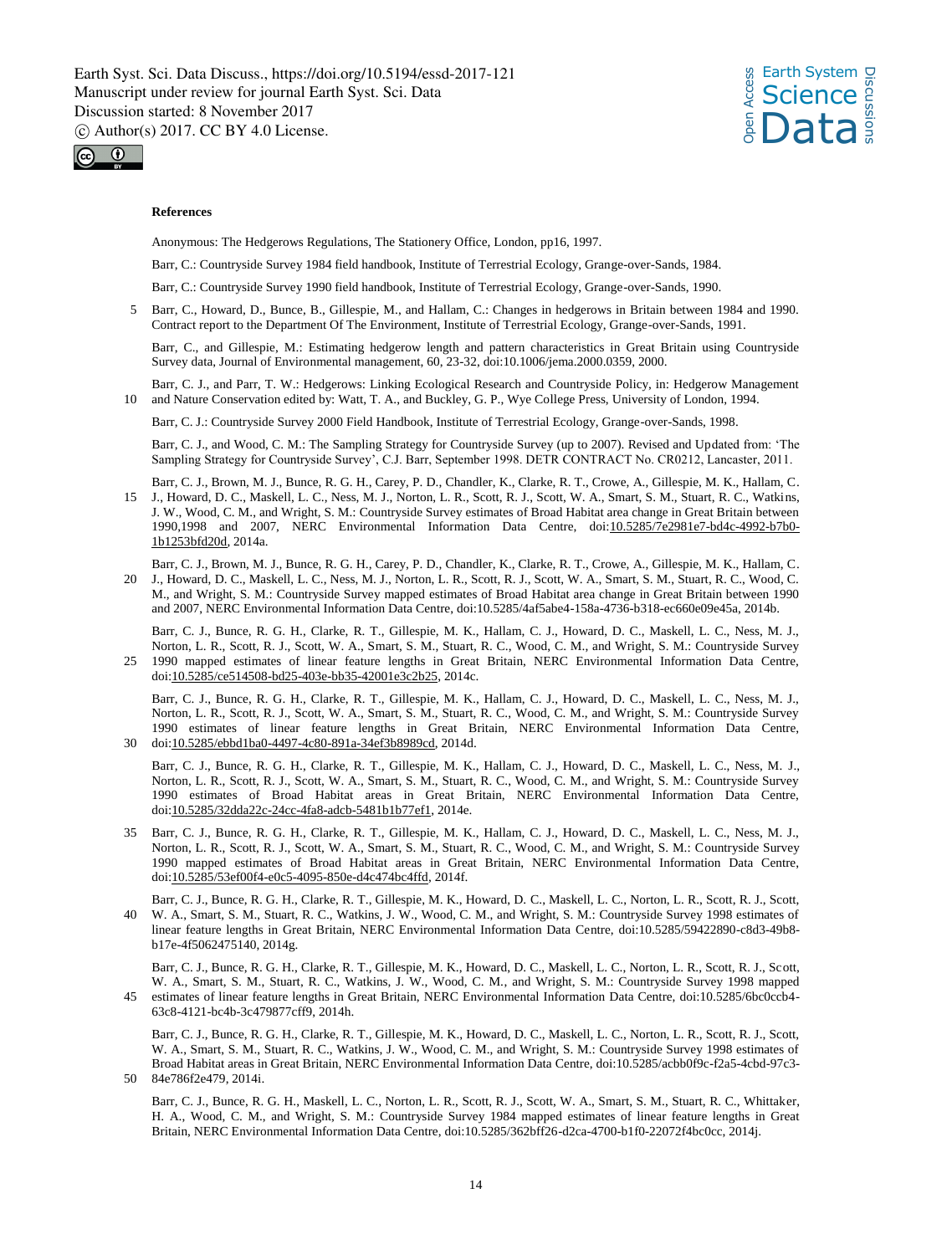**References**

Anonymous: The Hedgerows Regulations, The Stationery Office, London, pp16, 1997.

Barr, C.: Countryside Survey 1984 field handbook, Institute of Terrestrial Ecology, Grange-over-Sands, 1984.

Barr, C.: Countryside Survey 1990 field handbook, Institute of Terrestrial Ecology, Grange-over-Sands, 1990.

Barr, C., Howard, D., Bunce, B., Gillespie, M., and Hallam, C.: Changes in hedgerows in Britain between 1984 and 1990. Contract report to the Department Of The Environment, Institute of Terrestrial Ecology, Grange-over-Sands, 1991.

Barr, C., and Gillespie, M.: Estimating hedgerow length and pattern characteristics in Great Britain using Countryside Survey data, Journal of Environmental management, 60, 23-32, doi:10.1006/jema.2000.0359, 2000.

Barr, C. J., and Parr, T. W.: Hedgerows: Linking Ecological Research and Countryside Policy, in: Hedgerow Management and Nature Conservation edited by: Watt, T. A., and Buckley, G. P., Wye College Press, University of London, 1994.

Barr, C. J.: Countryside Survey 2000 Field Handbook, Institute of Terrestrial Ecology, Grange-over-Sands, 1998.

Barr, C. J., and Wood, C. M.: The Sampling Strategy for Countryside Survey (up to 2007). Revised and Updated from: 'The Sampling Strategy for Countryside Survey', C.J. Barr, September 1998. DETR CONTRACT No. CR0212, Lancaster, 2011.

Barr, C. J., Brown, M. J., Bunce, R. G. H., Carey, P. D., Chandler, K., Clarke, R. T., Crowe, A., Gillespie, M. K., Hallam, C. J., Howard, D. C., Maskell, L. C., Ness, M. J., Norton, L. R., Scott, R. J., Scott, W. A., Smart, S. M., Stuart, R. C., Watkins, J. W., Wood, C. M., and Wright, S. M.: Countryside Survey estimates of Broad Habitat area change in Great Britain between 1990,1998 and 2007, NERC Environmental Information Data Centre, doi:10.5285/7e2981e7-bd4c-4992-b7b0-1b1253bfd20d, 2014a.

Barr, C. J., Brown, M. J., Bunce, R. G. H., Carey, P. D., Chandler, K., Clarke, R. T., Crowe, A., Gillespie, M. K., Hallam, C. J., Howard, D. C., Maskell, L. C., Ness, M. J., Norton, L. R., Scott, R. J., Scott, W. A., Smart, S. M., Stuart, R. C., Wood, C. M., and Wright, S. M.: Countryside Survey mapped estimates of Broad Habitat area change in Great Britain between 1990 and 2007, NERC Environmental Information Data Centre, doi:10.5285/4af5abe4-158a-4736-b318-ec660e09e45a, 2014b.

Barr, C. J., Bunce, R. G. H., Clarke, R. T., Gillespie, M. K., Hallam, C. J., Howard, D. C., Maskell, L. C., Ness, M. J., Norton, L. R., Scott, R. J., Scott, W. A., Smart, S. M., Stuart, R. C., Wood, C. M., and Wright, S. M.: Countryside Survey 1990 mapped estimates of linear feature lengths in Great Britain, NERC Environmental Information Data Centre, doi:10.5285/ce514508-bd25-403e-bb35-42001e3c2b25, 2014c.

Barr, C. J., Bunce, R. G. H., Clarke, R. T., Gillespie, M. K., Hallam, C. J., Howard, D. C., Maskell, L. C., Ness, M. J., Norton, L. R., Scott, R. J., Scott, W. A., Smart, S. M., Stuart, R. C., Wood, C. M., and Wright, S. M.: Countryside Survey 1990 estimates of linear feature lengths in Great Britain, NERC Environmental Information Data Centre, doi:10.5285/ebbd1ba0-4497-4c80-891a-34ef3b8989cd, 2014d.

Barr, C. J., Bunce, R. G. H., Clarke, R. T., Gillespie, M. K., Hallam, C. J., Howard, D. C., Maskell, L. C., Ness, M. J., Norton, L. R., Scott, R. J., Scott, W. A., Smart, S. M., Stuart, R. C., Wood, C. M., and Wright, S. M.: Countryside Survey 1990 estimates of Broad Habitat areas in Great Britain, NERC Environmental Information Data Centre, doi:10.5285/32dda22c-24cc-4fa8-adcb-5481b1b77ef1, 2014e.

Barr, C. J., Bunce, R. G. H., Clarke, R. T., Gillespie, M. K., Hallam, C. J., Howard, D. C., Maskell, L. C., Ness, M. J., Norton, L. R., Scott, R. J., Scott, W. A., Smart, S. M., Stuart, R. C., Wood, C. M., and Wright, S. M.: Countryside Survey 1990 mapped estimates of Broad Habitat areas in Great Britain, NERC Environmental Information Data Centre, doi:10.5285/53ef00f4-e0c5-4095-850e-d4c474bc4ffd, 2014f.

Barr, C. J., Bunce, R. G. H., Clarke, R. T., Gillespie, M. K., Howard, D. C., Maskell, L. C., Norton, L. R., Scott, R. J., Scott, W. A., Smart, S. M., Stuart, R. C., Watkins, J. W., Wood, C. M., and Wright, S. M.: Countryside Survey 1998 estimates of linear feature lengths in Great Britain, NERC Environmental Information Data Centre, doi:10.5285/59422890-c8d3-49b8-b17e-4f5062475140, 2014g.

Barr, C. J., Bunce, R. G. H., Clarke, R. T., Gillespie, M. K., Howard, D. C., Maskell, L. C., Norton, L. R., Scott, R. J., Scott, W. A., Smart, S. M., Stuart, R. C., Watkins, J. W., Wood, C. M., and Wright, S. M.: Countryside Survey 1998 mapped estimates of linear feature lengths in Great Britain, NERC Environmental Information Data Centre, doi:10.5285/6bc0ccb4-63c8-4121-bc4b-3c479877cff9, 2014h.

Barr, C. J., Bunce, R. G. H., Clarke, R. T., Gillespie, M. K., Howard, D. C., Maskell, L. C., Norton, L. R., Scott, R. J., Scott, W. A., Smart, S. M., Stuart, R. C., Watkins, J. W., Wood, C. M., and Wright, S. M.: Countryside Survey 1998 estimates of Broad Habitat areas in Great Britain, NERC Environmental Information Data Centre, doi:10.5285/acbb0f9c-f2a5-4cbd-97c3-84e786f2e479, 2014i.

Barr, C. J., Bunce, R. G. H., Maskell, L. C., Norton, L. R., Scott, R. J., Scott, W. A., Smart, S. M., Stuart, R. C., Whittaker, H. A., Wood, C. M., and Wright, S. M.: Countryside Survey 1984 mapped estimates of linear feature lengths in Great Britain, NERC Environmental Information Data Centre, doi:10.5285/362bff26-d2ca-4700-b1f0-22072f4bc0cc, 2014j.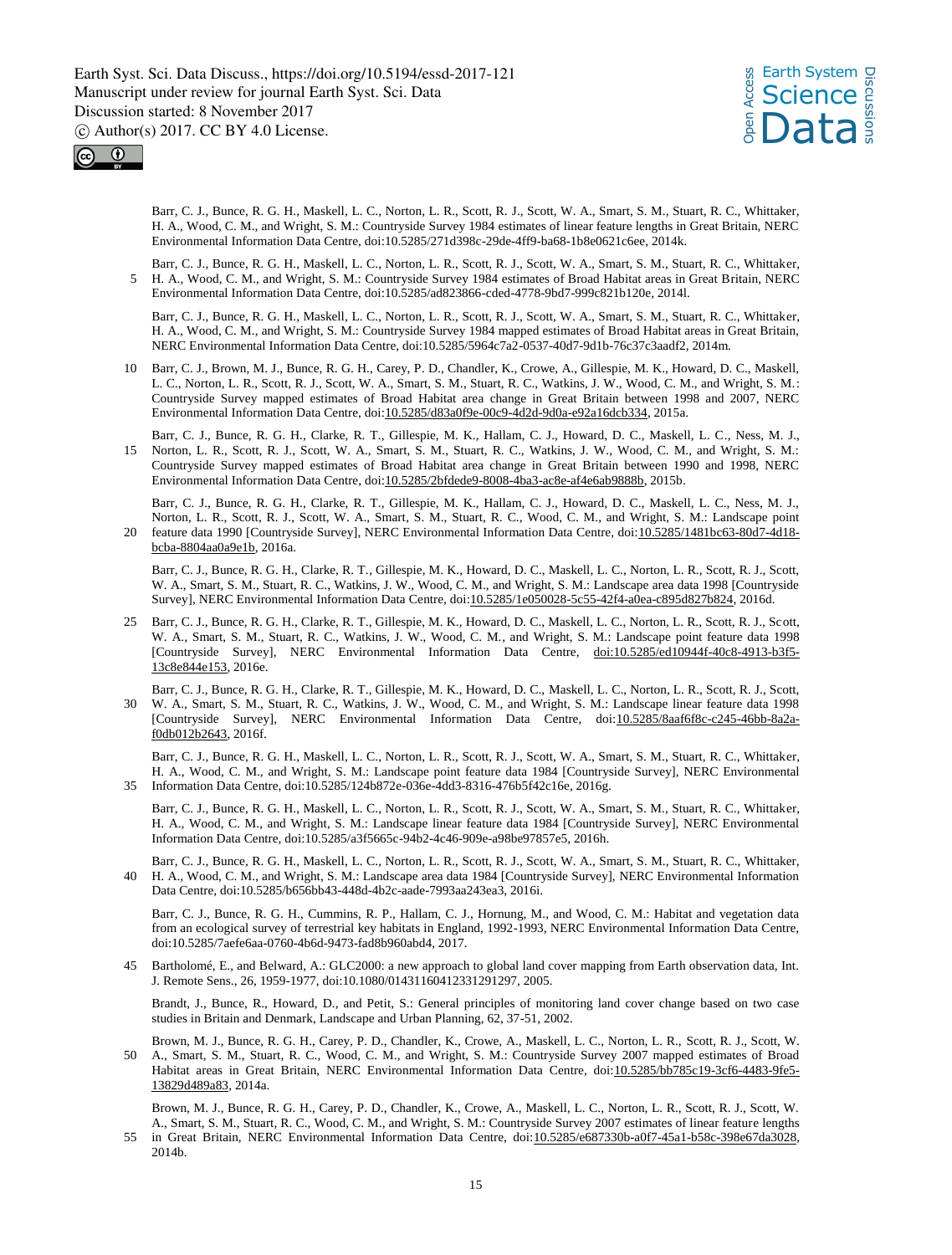Barr, C. J., Bunce, R. G. H., Maskell, L. C., Norton, L. R., Scott, R. J., Scott, W. A., Smart, S. M., Stuart, R. C., Whittaker, H. A., Wood, C. M., and Wright, S. M.: Countryside Survey 1984 estimates of linear feature lengths in Great Britain, NERC Environmental Information Data Centre, doi:10.5285/271d398c-29de-4ff9-ba68-1b8e0621c6ee, 2014k.

Barr, C. J., Bunce, R. G. H., Maskell, L. C., Norton, L. R., Scott, R. J., Scott, W. A., Smart, S. M., Stuart, R. C., Whittaker, H. A., Wood, C. M., and Wright, S. M.: Countryside Survey 1984 estimates of Broad Habitat areas in Great Britain, NERC Environmental Information Data Centre, doi:10.5285/ad823866-cded-4778-9bd7-999c821b120e, 2014l.

Barr, C. J., Bunce, R. G. H., Maskell, L. C., Norton, L. R., Scott, R. J., Scott, W. A., Smart, S. M., Stuart, R. C., Whittaker, H. A., Wood, C. M., and Wright, S. M.: Countryside Survey 1984 mapped estimates of Broad Habitat areas in Great Britain, NERC Environmental Information Data Centre, doi:10.5285/5964c7a2-0537-40d7-9d1b-76c37c3aadf2, 2014m.

Barr, C. J., Brown, M. J., Bunce, R. G. H., Carey, P. D., Chandler, K., Crowe, A., Gillespie, M. K., Howard, D. C., Maskell, L. C., Norton, L. R., Scott, R. J., Scott, W. A., Smart, S. M., Stuart, R. C., Watkins, J. W., Wood, C. M., and Wright, S. M.: Countryside Survey mapped estimates of Broad Habitat area change in Great Britain between 1998 and 2007, NERC Environmental Information Data Centre, doi:10.5285/d83a0f9e-00c9-4d2d-9d0a-e92a16dcb334, 2015a.

Barr, C. J., Bunce, R. G. H., Clarke, R. T., Gillespie, M. K., Hallam, C. J., Howard, D. C., Maskell, L. C., Ness, M. J., Norton, L. R., Scott, R. J., Scott, W. A., Smart, S. M., Stuart, R. C., Watkins, J. W., Wood, C. M., and Wright, S. M.: Countryside Survey mapped estimates of Broad Habitat area change in Great Britain between 1990 and 1998, NERC Environmental Information Data Centre, doi:10.5285/2bfdede9-8008-4ba3-ac8e-af4e6ab9888b, 2015b.

Barr, C. J., Bunce, R. G. H., Clarke, R. T., Gillespie, M. K., Hallam, C. J., Howard, D. C., Maskell, L. C., Ness, M. J., Norton, L. R., Scott, R. J., Scott, W. A., Smart, S. M., Stuart, R. C., Wood, C. M., and Wright, S. M.: Landscape point feature data 1990 [Countryside Survey], NERC Environmental Information Data Centre, doi:10.5285/1481bc63-80d7-4d18-bcba-8804aa0a9e1b, 2016a.

Barr, C. J., Bunce, R. G. H., Clarke, R. T., Gillespie, M. K., Howard, D. C., Maskell, L. C., Norton, L. R., Scott, R. J., Scott, W. A., Smart, S. M., Stuart, R. C., Watkins, J. W., Wood, C. M., and Wright, S. M.: Landscape area data 1998 [Countryside Survey], NERC Environmental Information Data Centre, doi:10.5285/1e050028-5c55-42f4-a0ea-c895d827b824, 2016d.

Barr, C. J., Bunce, R. G. H., Clarke, R. T., Gillespie, M. K., Howard, D. C., Maskell, L. C., Norton, L. R., Scott, R. J., Scott, W. A., Smart, S. M., Stuart, R. C., Watkins, J. W., Wood, C. M., and Wright, S. M.: Landscape point feature data 1998 [Countryside Survey], NERC Environmental Information Data Centre, doi:10.5285/ed10944f-40c8-4913-b3f5-13c8e844e153, 2016e.

Barr, C. J., Bunce, R. G. H., Clarke, R. T., Gillespie, M. K., Howard, D. C., Maskell, L. C., Norton, L. R., Scott, R. J., Scott, W. A., Smart, S. M., Stuart, R. C., Watkins, J. W., Wood, C. M., and Wright, S. M.: Landscape linear feature data 1998 [Countryside Survey], NERC Environmental Information Data Centre, doi:10.5285/8aaf6f8c-c245-46bb-8a2a-f0db012b2643, 2016f.

Barr, C. J., Bunce, R. G. H., Maskell, L. C., Norton, L. R., Scott, R. J., Scott, W. A., Smart, S. M., Stuart, R. C., Whittaker, H. A., Wood, C. M., and Wright, S. M.: Landscape point feature data 1984 [Countryside Survey], NERC Environmental Information Data Centre, doi:10.5285/124b872e-036e-4dd3-8316-476b5f42c16e, 2016g.

Barr, C. J., Bunce, R. G. H., Maskell, L. C., Norton, L. R., Scott, R. J., Scott, W. A., Smart, S. M., Stuart, R. C., Whittaker, H. A., Wood, C. M., and Wright, S. M.: Landscape linear feature data 1984 [Countryside Survey], NERC Environmental Information Data Centre, doi:10.5285/a3f5665c-94b2-4c46-909e-a98be97857e5, 2016h.

Barr, C. J., Bunce, R. G. H., Maskell, L. C., Norton, L. R., Scott, R. J., Scott, W. A., Smart, S. M., Stuart, R. C., Whittaker, H. A., Wood, C. M., and Wright, S. M.: Landscape area data 1984 [Countryside Survey], NERC Environmental Information Data Centre, doi:10.5285/b656bb43-448d-4b2c-aade-7993aa243ea3, 2016i.

Barr, C. J., Bunce, R. G. H., Cummins, R. P., Hallam, C. J., Hornung, M., and Wood, C. M.: Habitat and vegetation data from an ecological survey of terrestrial key habitats in England, 1992-1993, NERC Environmental Information Data Centre, doi:10.5285/7aefe6aa-0760-4b6d-9473-fad8b960abd4, 2017.

Bartholomé, E., and Belward, A.: GLC2000: a new approach to global land cover mapping from Earth observation data, Int. J. Remote Sens., 26, 1959-1977, doi:10.1080/01431160412331291297, 2005.

Brandt, J., Bunce, R., Howard, D., and Petit, S.: General principles of monitoring land cover change based on two case studies in Britain and Denmark, Landscape and Urban Planning, 62, 37-51, 2002.

Brown, M. J., Bunce, R. G. H., Carey, P. D., Chandler, K., Crowe, A., Maskell, L. C., Norton, L. R., Scott, R. J., Scott, W. A., Smart, S. M., Stuart, R. C., Wood, C. M., and Wright, S. M.: Countryside Survey 2007 mapped estimates of Broad Habitat areas in Great Britain, NERC Environmental Information Data Centre, doi:10.5285/bb785c19-3cf6-4483-9fe5-13829d489a83, 2014a.

Brown, M. J., Bunce, R. G. H., Carey, P. D., Chandler, K., Crowe, A., Maskell, L. C., Norton, L. R., Scott, R. J., Scott, W. A., Smart, S. M., Stuart, R. C., Wood, C. M., and Wright, S. M.: Countryside Survey 2007 estimates of linear feature lengths in Great Britain, NERC Environmental Information Data Centre, doi:10.5285/e687330b-a0f7-45a1-b58c-398e67da3028, 2014b.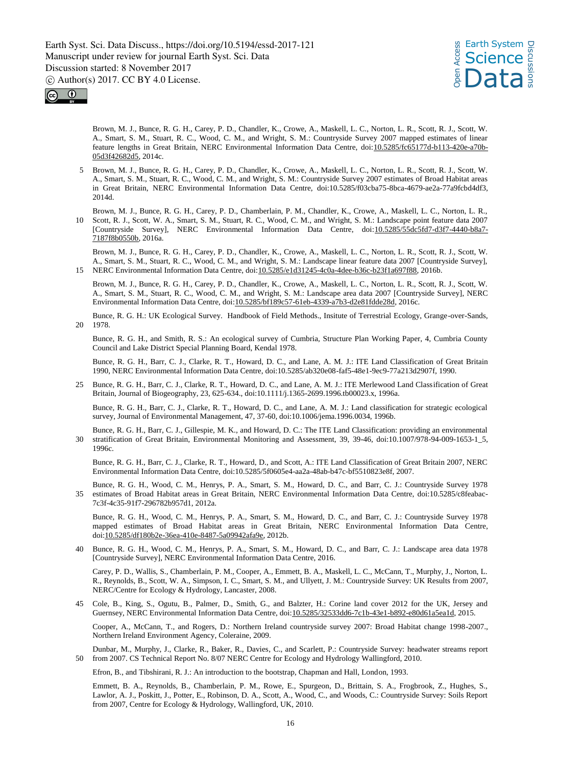Brown, M. J., Bunce, R. G. H., Carey, P. D., Chandler, K., Crowe, A., Maskell, L. C., Norton, L. R., Scott, R. J., Scott, W. A., Smart, S. M., Stuart, R. C., Wood, C. M., and Wright, S. M.: Countryside Survey 2007 mapped estimates of linear feature lengths in Great Britain, NERC Environmental Information Data Centre, doi:10.5285/fc65177d-b113-420e-a70b-05d3f42682d5, 2014c.

Brown, M. J., Bunce, R. G. H., Carey, P. D., Chandler, K., Crowe, A., Maskell, L. C., Norton, L. R., Scott, R. J., Scott, W. A., Smart, S. M., Stuart, R. C., Wood, C. M., and Wright, S. M.: Countryside Survey 2007 estimates of Broad Habitat areas in Great Britain, NERC Environmental Information Data Centre, doi:10.5285/f03cba75-8bca-4679-ae2a-77a9fcbd4df3, 2014d.

Brown, M. J., Bunce, R. G. H., Carey, P. D., Chamberlain, P. M., Chandler, K., Crowe, A., Maskell, L. C., Norton, L. R., Scott, R. J., Scott, W. A., Smart, S. M., Stuart, R. C., Wood, C. M., and Wright, S. M.: Landscape point feature data 2007 [Countryside Survey], NERC Environmental Information Data Centre, doi:10.5285/55dc5fd7-d3f7-4440-b8a7-7187f8b0550b, 2016a.

Brown, M. J., Bunce, R. G. H., Carey, P. D., Chandler, K., Crowe, A., Maskell, L. C., Norton, L. R., Scott, R. J., Scott, W. A., Smart, S. M., Stuart, R. C., Wood, C. M., and Wright, S. M.: Landscape linear feature data 2007 [Countryside Survey], NERC Environmental Information Data Centre, doi:10.5285/e1d31245-4c0a-4dee-b36c-b23f1a697f88, 2016b.

Brown, M. J., Bunce, R. G. H., Carey, P. D., Chandler, K., Crowe, A., Maskell, L. C., Norton, L. R., Scott, R. J., Scott, W. A., Smart, S. M., Stuart, R. C., Wood, C. M., and Wright, S. M.: Landscape area data 2007 [Countryside Survey], NERC Environmental Information Data Centre, doi:10.5285/bf189c57-61eb-4339-a7b3-d2e81fdde28d, 2016c.

Bunce, R. G. H.: UK Ecological Survey. Handbook of Field Methods., Insitute of Terrestrial Ecology, Grange-over-Sands, 1978.

Bunce, R. G. H., and Smith, R. S.: An ecological survey of Cumbria, Structure Plan Working Paper, 4, Cumbria County Council and Lake District Special Planning Board, Kendal 1978.

Bunce, R. G. H., Barr, C. J., Clarke, R. T., Howard, D. C., and Lane, A. M. J.: ITE Land Classification of Great Britain 1990, NERC Environmental Information Data Centre, doi:10.5285/ab320e08-faf5-48e1-9ec9-77a213d2907f, 1990.

Bunce, R. G. H., Barr, C. J., Clarke, R. T., Howard, D. C., and Lane, A. M. J.: ITE Merlewood Land Classification of Great Britain, Journal of Biogeography, 23, 625-634., doi:10.1111/j.1365-2699.1996.tb00023.x, 1996a.

Bunce, R. G. H., Barr, C. J., Clarke, R. T., Howard, D. C., and Lane, A. M. J.: Land classification for strategic ecological survey, Journal of Environmental Management, 47, 37-60, doi:10.1006/jema.1996.0034, 1996b.

Bunce, R. G. H., Barr, C. J., Gillespie, M. K., and Howard, D. C.: The ITE Land Classification: providing an environmental stratification of Great Britain, Environmental Monitoring and Assessment, 39, 39-46, doi:10.1007/978-94-009-1653-1_5, 1996c.

Bunce, R. G. H., Barr, C. J., Clarke, R. T., Howard, D., and Scott, A.: ITE Land Classification of Great Britain 2007, NERC Environmental Information Data Centre, doi:10.5285/5f0605e4-aa2a-48ab-b47c-bf5510823e8f, 2007.

Bunce, R. G. H., Wood, C. M., Henrys, P. A., Smart, S. M., Howard, D. C., and Barr, C. J.: Countryside Survey 1978 estimates of Broad Habitat areas in Great Britain, NERC Environmental Information Data Centre, doi:10.5285/c8feabac-7c3f-4c35-91f7-296782b957d1, 2012a.

Bunce, R. G. H., Wood, C. M., Henrys, P. A., Smart, S. M., Howard, D. C., and Barr, C. J.: Countryside Survey 1978 mapped estimates of Broad Habitat areas in Great Britain, NERC Environmental Information Data Centre, doi:10.5285/df180b2e-36ea-410e-8487-5a09942afa9e, 2012b.

Bunce, R. G. H., Wood, C. M., Henrys, P. A., Smart, S. M., Howard, D. C., and Barr, C. J.: Landscape area data 1978 [Countryside Survey], NERC Environmental Information Data Centre, 2016.

Carey, P. D., Wallis, S., Chamberlain, P. M., Cooper, A., Emmett, B. A., Maskell, L. C., McCann, T., Murphy, J., Norton, L. R., Reynolds, B., Scott, W. A., Simpson, I. C., Smart, S. M., and Ullyett, J. M.: Countryside Survey: UK Results from 2007, NERC/Centre for Ecology & Hydrology, Lancaster, 2008.

Cole, B., King, S., Ogutu, B., Palmer, D., Smith, G., and Balzter, H.: Corine land cover 2012 for the UK, Jersey and Guernsey, NERC Environmental Information Data Centre, doi:10.5285/32533dd6-7c1b-43e1-b892-e80d61a5ea1d, 2015.

Cooper, A., McCann, T., and Rogers, D.: Northern Ireland countryside survey 2007: Broad Habitat change 1998-2007., Northern Ireland Environment Agency, Coleraine, 2009.

Dunbar, M., Murphy, J., Clarke, R., Baker, R., Davies, C., and Scarlett, P.: Countryside Survey: headwater streams report from 2007. CS Technical Report No. 8/07 NERC Centre for Ecology and Hydrology Wallingford, 2010.

Efron, B., and Tibshirani, R. J.: An introduction to the bootstrap, Chapman and Hall, London, 1993.

Emmett, B. A., Reynolds, B., Chamberlain, P. M., Rowe, E., Spurgeon, D., Brittain, S. A., Frogbrook, Z., Hughes, S., Lawlor, A. J., Poskitt, J., Potter, E., Robinson, D. A., Scott, A., Wood, C., and Woods, C.: Countryside Survey: Soils Report from 2007, Centre for Ecology & Hydrology, Wallingford, UK, 2010.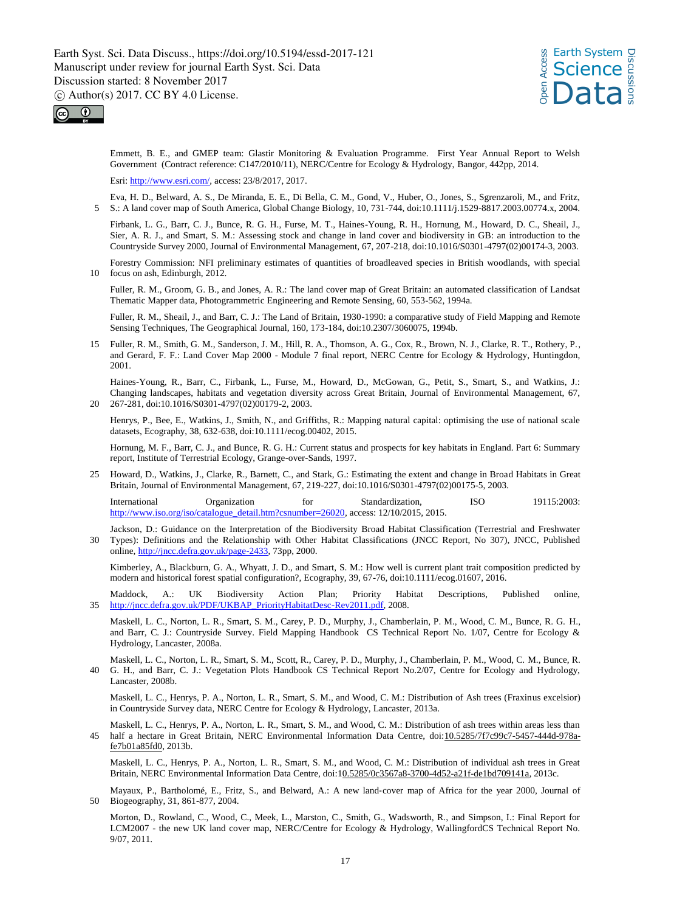Emmett, B. E., and GMEP team: Glastir Monitoring & Evaluation Programme. First Year Annual Report to Welsh Government (Contract reference: C147/2010/11), NERC/Centre for Ecology & Hydrology, Bangor, 442pp, 2014.

Esri: http://www.esri.com/, access: 23/8/2017, 2017.

Eva, H. D., Belward, A. S., De Miranda, E. E., Di Bella, C. M., Gond, V., Huber, O., Jones, S., Sgrenzaroli, M., and Fritz, S.: A land cover map of South America, Global Change Biology, 10, 731-744, doi:10.1111/j.1529-8817.2003.00774.x, 2004.

Firbank, L. G., Barr, C. J., Bunce, R. G. H., Furse, M. T., Haines-Young, R. H., Hornung, M., Howard, D. C., Sheail, J., Sier, A. R. J., and Smart, S. M.: Assessing stock and change in land cover and biodiversity in GB: an introduction to the Countryside Survey 2000, Journal of Environmental Management, 67, 207-218, doi:10.1016/S0301-4797(02)00174-3, 2003.

Forestry Commission: NFI preliminary estimates of quantities of broadleaved species in British woodlands, with special focus on ash, Edinburgh, 2012.

Fuller, R. M., Groom, G. B., and Jones, A. R.: The land cover map of Great Britain: an automated classification of Landsat Thematic Mapper data, Photogrammetric Engineering and Remote Sensing, 60, 553-562, 1994a.

Fuller, R. M., Sheail, J., and Barr, C. J.: The Land of Britain, 1930-1990: a comparative study of Field Mapping and Remote Sensing Techniques, The Geographical Journal, 160, 173-184, doi:10.2307/3060075, 1994b.

Fuller, R. M., Smith, G. M., Sanderson, J. M., Hill, R. A., Thomson, A. G., Cox, R., Brown, N. J., Clarke, R. T., Rothery, P., and Gerard, F. F.: Land Cover Map 2000 - Module 7 final report, NERC Centre for Ecology & Hydrology, Huntingdon, 2001.

Haines-Young, R., Barr, C., Firbank, L., Furse, M., Howard, D., McGowan, G., Petit, S., Smart, S., and Watkins, J.: Changing landscapes, habitats and vegetation diversity across Great Britain, Journal of Environmental Management, 67, 267-281, doi:10.1016/S0301-4797(02)00179-2, 2003.

Henrys, P., Bee, E., Watkins, J., Smith, N., and Griffiths, R.: Mapping natural capital: optimising the use of national scale datasets, Ecography, 38, 632-638, doi:10.1111/ecog.00402, 2015.

Hornung, M. F., Barr, C. J., and Bunce, R. G. H.: Current status and prospects for key habitats in England. Part 6: Summary report, Institute of Terrestrial Ecology, Grange-over-Sands, 1997.

Howard, D., Watkins, J., Clarke, R., Barnett, C., and Stark, G.: Estimating the extent and change in Broad Habitats in Great Britain, Journal of Environmental Management, 67, 219-227, doi:10.1016/S0301-4797(02)00175-5, 2003.

International Organization for Standardization, ISO 19115:2003: http://www.iso.org/iso/catalogue_detail.htm?csnumber=26020, access: 12/10/2015, 2015.

Jackson, D.: Guidance on the Interpretation of the Biodiversity Broad Habitat Classification (Terrestrial and Freshwater Types): Definitions and the Relationship with Other Habitat Classifications (JNCC Report, No 307), JNCC, Published online, http://jncc.defra.gov.uk/page-2433, 73pp, 2000.

Kimberley, A., Blackburn, G. A., Whyatt, J. D., and Smart, S. M.: How well is current plant trait composition predicted by modern and historical forest spatial configuration?, Ecography, 39, 67-76, doi:10.1111/ecog.01607, 2016.

Maddock, A.: UK Biodiversity Action Plan; Priority Habitat Descriptions, Published online, http://jncc.defra.gov.uk/PDF/UKBAP_PriorityHabitatDesc-Rev2011.pdf, 2008.

Maskell, L. C., Norton, L. R., Smart, S. M., Carey, P. D., Murphy, J., Chamberlain, P. M., Wood, C. M., Bunce, R. G. H., and Barr, C. J.: Countryside Survey. Field Mapping Handbook CS Technical Report No. 1/07, Centre for Ecology & Hydrology, Lancaster, 2008a.

Maskell, L. C., Norton, L. R., Smart, S. M., Scott, R., Carey, P. D., Murphy, J., Chamberlain, P. M., Wood, C. M., Bunce, R. G. H., and Barr, C. J.: Vegetation Plots Handbook CS Technical Report No.2/07, Centre for Ecology and Hydrology, Lancaster, 2008b.

Maskell, L. C., Henrys, P. A., Norton, L. R., Smart, S. M., and Wood, C. M.: Distribution of Ash trees (Fraxinus excelsior) in Countryside Survey data, NERC Centre for Ecology & Hydrology, Lancaster, 2013a.

Maskell, L. C., Henrys, P. A., Norton, L. R., Smart, S. M., and Wood, C. M.: Distribution of ash trees within areas less than half a hectare in Great Britain, NERC Environmental Information Data Centre, doi:10.5285/7f7c99c7-5457-444d-978a-fe7b01a85fd0, 2013b.

Maskell, L. C., Henrys, P. A., Norton, L. R., Smart, S. M., and Wood, C. M.: Distribution of individual ash trees in Great Britain, NERC Environmental Information Data Centre, doi:10.5285/0c3567a8-3700-4d52-a21f-de1bd709141a, 2013c.

Mayaux, P., Bartholomé, E., Fritz, S., and Belward, A.: A new land-cover map of Africa for the year 2000, Journal of Biogeography, 31, 861-877, 2004.

Morton, D., Rowland, C., Wood, C., Meek, L., Marston, C., Smith, G., Wadsworth, R., and Simpson, I.: Final Report for LCM2007 - the new UK land cover map, NERC/Centre for Ecology & Hydrology, WallingfordCS Technical Report No. 9/07, 2011.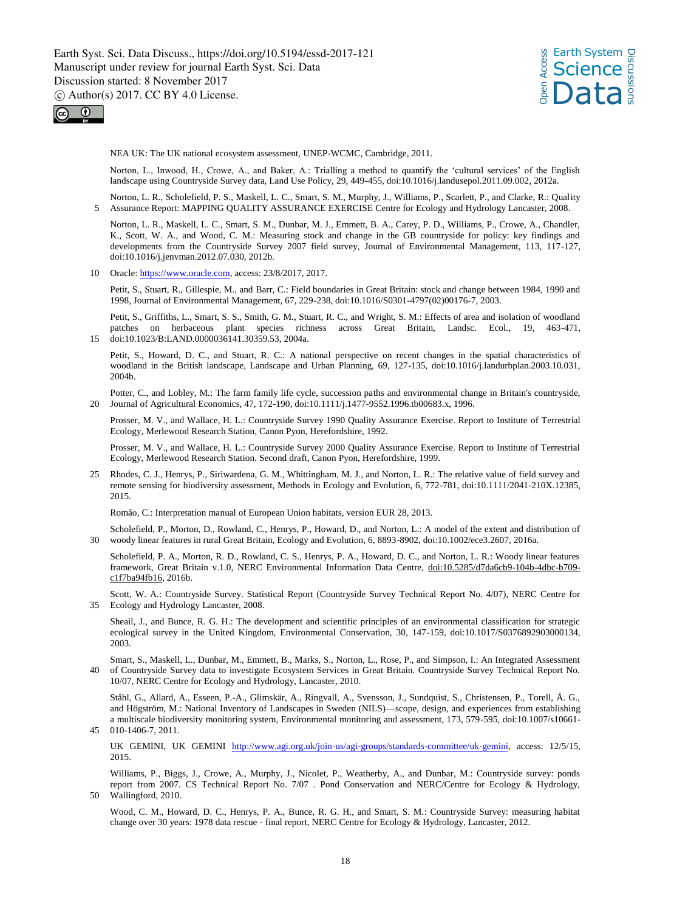NEA UK: The UK national ecosystem assessment, UNEP-WCMC, Cambridge, 2011.

Norton, L., Inwood, H., Crowe, A., and Baker, A.: Trialling a method to quantify the 'cultural services' of the English landscape using Countryside Survey data, Land Use Policy, 29, 449-455, doi:10.1016/j.landusepol.2011.09.002, 2012a.

Norton, L. R., Scholefield, P. S., Maskell, L. C., Smart, S. M., Murphy, J., Williams, P., Scarlett, P., and Clarke, R.: Quality Assurance Report: MAPPING QUALITY ASSURANCE EXERCISE Centre for Ecology and Hydrology Lancaster, 2008.

Norton, L. R., Maskell, L. C., Smart, S. M., Dunbar, M. J., Emmett, B. A., Carey, P. D., Williams, P., Crowe, A., Chandler, K., Scott, W. A., and Wood, C. M.: Measuring stock and change in the GB countryside for policy: key findings and developments from the Countryside Survey 2007 field survey, Journal of Environmental Management, 113, 117-127, doi:10.1016/j.jenvman.2012.07.030, 2012b.

Oracle: https://www.oracle.com, access: 23/8/2017, 2017.

Petit, S., Stuart, R., Gillespie, M., and Barr, C.: Field boundaries in Great Britain: stock and change between 1984, 1990 and 1998, Journal of Environmental Management, 67, 229-238, doi:10.1016/S0301-4797(02)00176-7, 2003.

Petit, S., Griffiths, L., Smart, S. S., Smith, G. M., Stuart, R. C., and Wright, S. M.: Effects of area and isolation of woodland patches on herbaceous plant species richness across Great Britain, Landsc. Ecol., 19, 463-471, doi:10.1023/B:LAND.0000036141.30359.53, 2004a.

Petit, S., Howard, D. C., and Stuart, R. C.: A national perspective on recent changes in the spatial characteristics of woodland in the British landscape, Landscape and Urban Planning, 69, 127-135, doi:10.1016/j.landurbplan.2003.10.031, 2004b.

Potter, C., and Lobley, M.: The farm family life cycle, succession paths and environmental change in Britain's countryside, Journal of Agricultural Economics, 47, 172-190, doi:10.1111/j.1477-9552.1996.tb00683.x, 1996.

Prosser, M. V., and Wallace, H. L.: Countryside Survey 1990 Quality Assurance Exercise. Report to Institute of Terrestrial Ecology, Merlewood Research Station, Canon Pyon, Herefordshire, 1992.

Prosser, M. V., and Wallace, H. L.: Countryside Survey 2000 Quality Assurance Exercise. Report to Institute of Terrestrial Ecology, Merlewood Research Station. Second draft, Canon Pyon, Herefordshire, 1999.

Rhodes, C. J., Henrys, P., Siriwardena, G. M., Whittingham, M. J., and Norton, L. R.: The relative value of field survey and remote sensing for biodiversity assessment, Methods in Ecology and Evolution, 6, 772-781, doi:10.1111/2041-210X.12385, 2015.

Romão, C.: Interpretation manual of European Union habitats, version EUR 28, 2013.

Scholefield, P., Morton, D., Rowland, C., Henrys, P., Howard, D., and Norton, L.: A model of the extent and distribution of woody linear features in rural Great Britain, Ecology and Evolution, 6, 8893-8902, doi:10.1002/ece3.2607, 2016a.

Scholefield, P. A., Morton, R. D., Rowland, C. S., Henrys, P. A., Howard, D. C., and Norton, L. R.: Woody linear features framework, Great Britain v.1.0, NERC Environmental Information Data Centre, doi:10.5285/d7da6cb9-104b-4dbc-b709-c1f7ba94fb16, 2016b.

Scott, W. A.: Countryside Survey. Statistical Report (Countryside Survey Technical Report No. 4/07), NERC Centre for Ecology and Hydrology Lancaster, 2008.

Sheail, J., and Bunce, R. G. H.: The development and scientific principles of an environmental classification for strategic ecological survey in the United Kingdom, Environmental Conservation, 30, 147-159, doi:10.1017/S0376892903000134, 2003.

Smart, S., Maskell, L., Dunbar, M., Emmett, B., Marks, S., Norton, L., Rose, P., and Simpson, I.: An Integrated Assessment of Countryside Survey data to investigate Ecosystem Services in Great Britain. Countryside Survey Technical Report No. 10/07, NERC Centre for Ecology and Hydrology, Lancaster, 2010.

Ståhl, G., Allard, A., Esseen, P.-A., Glimskär, A., Ringvall, A., Svensson, J., Sundquist, S., Christensen, P., Torell, Å. G., and Högström, M.: National Inventory of Landscapes in Sweden (NILS)—scope, design, and experiences from establishing a multiscale biodiversity monitoring system, Environmental monitoring and assessment, 173, 579-595, doi:10.1007/s10661-010-1406-7, 2011.

UK GEMINI, UK GEMINI http://www.agi.org.uk/join-us/agi-groups/standards-committee/uk-gemini, access: 12/5/15, 2015.

Williams, P., Biggs, J., Crowe, A., Murphy, J., Nicolet, P., Weatherby, A., and Dunbar, M.: Countryside survey: ponds report from 2007. CS Technical Report No. 7/07 . Pond Conservation and NERC/Centre for Ecology & Hydrology, Wallingford, 2010.

Wood, C. M., Howard, D. C., Henrys, P. A., Bunce, R. G. H., and Smart, S. M.: Countryside Survey: measuring habitat change over 30 years: 1978 data rescue - final report, NERC Centre for Ecology & Hydrology, Lancaster, 2012.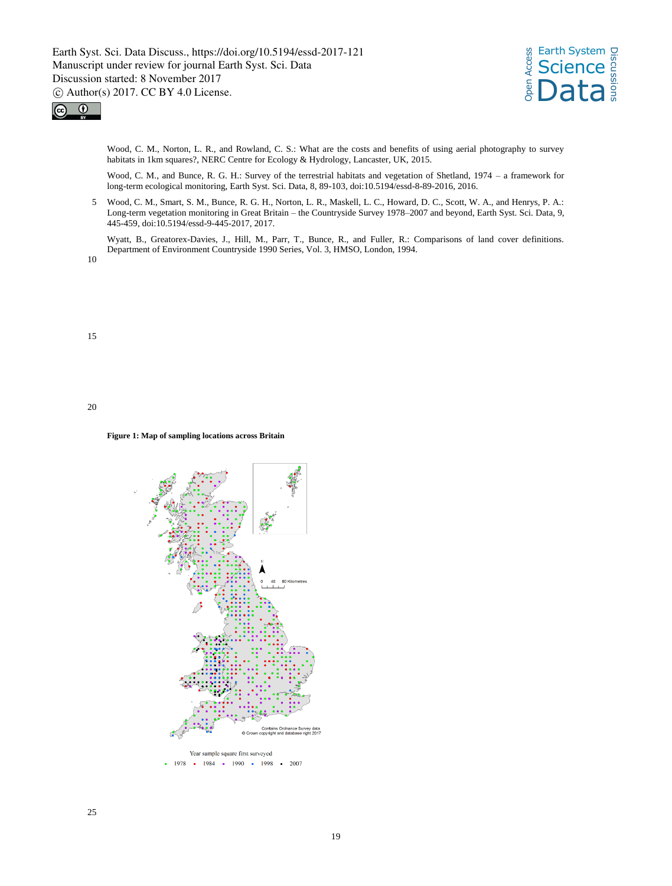Wood, C. M., Norton, L. R., and Rowland, C. S.: What are the costs and benefits of using aerial photography to survey habitats in 1km squares?, NERC Centre for Ecology & Hydrology, Lancaster, UK, 2015.

Wood, C. M., and Bunce, R. G. H.: Survey of the terrestrial habitats and vegetation of Shetland, 1974 – a framework for long-term ecological monitoring, Earth Syst. Sci. Data, 8, 89-103, doi:10.5194/essd-8-89-2016, 2016.

Wood, C. M., Smart, S. M., Bunce, R. G. H., Norton, L. R., Maskell, L. C., Howard, D. C., Scott, W. A., and Henrys, P. A.: Long-term vegetation monitoring in Great Britain – the Countryside Survey 1978–2007 and beyond, Earth Syst. Sci. Data, 9, 445-459, doi:10.5194/essd-9-445-2017, 2017.

Wyatt, B., Greatorex-Davies, J., Hill, M., Parr, T., Bunce, R., and Fuller, R.: Comparisons of land cover definitions. Department of Environment Countryside 1990 Series, Vol. 3, HMSO, London, 1994.

**Figure 1: Map of sampling locations across Britain**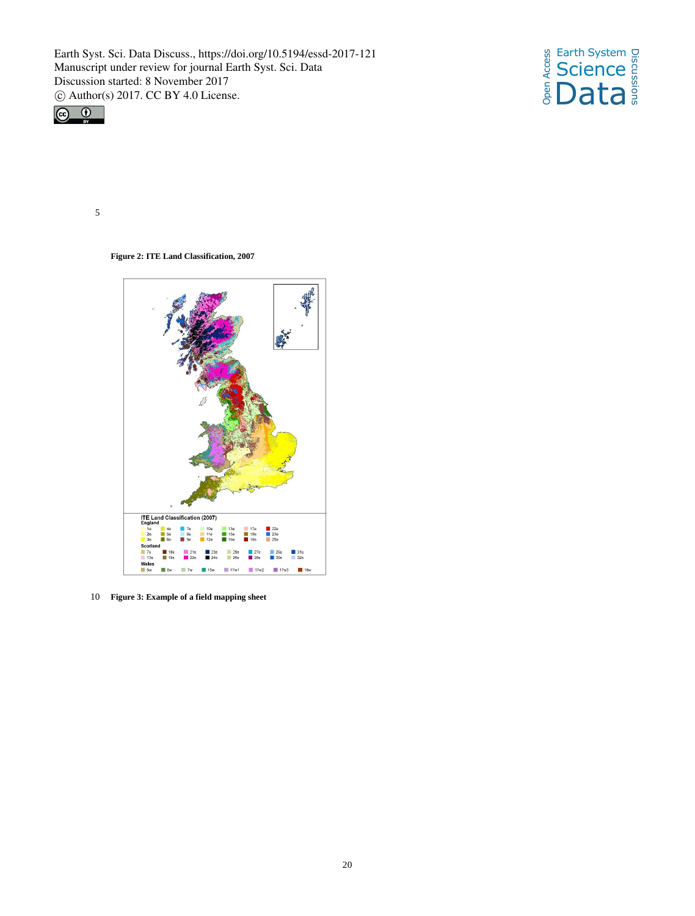**Figure 2: ITE Land Classification, 2007**

**Figure 3: Example of a field mapping sheet**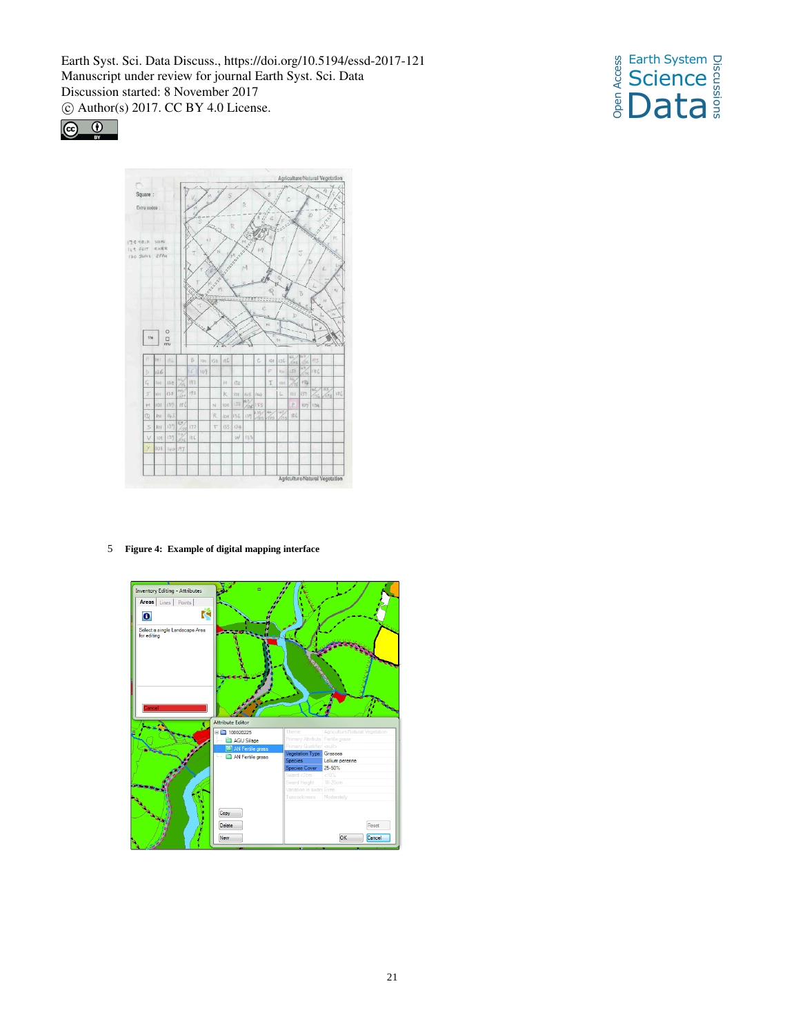5 **Figure 4: Example of digital mapping interface**